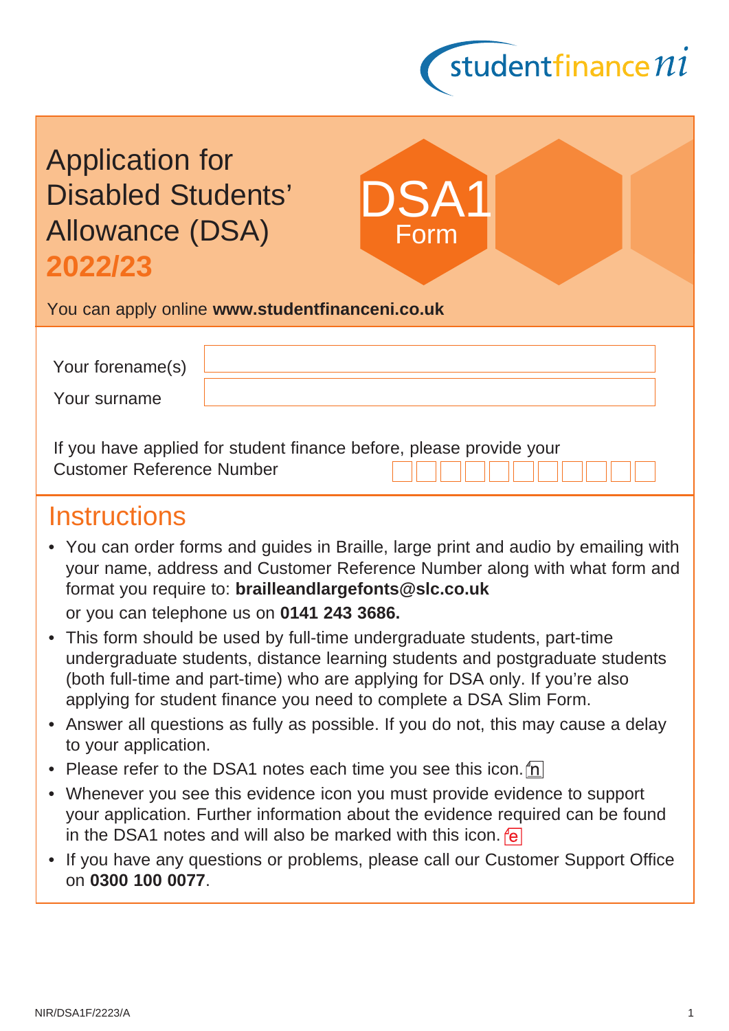studentfinance ni

# Application for Disabled Students' Allowance (DSA) 2022/23

**DSA1 Form**

You can apply online **www.studentfinanceni.co.uk**

Your forename(s)

Your surname

If you have applied for student finance before, please provide your Customer Reference Number

## Instructions

- You can order forms and guides in Braille, large print and audio by emailing with your name, address and Customer Reference Number along with what form and format you require to: **brailleandlargefonts@slc.co.uk**
  
  or you can telephone us on **0141 243 3686.**
- This form should be used by full-time undergraduate students, part-time undergraduate students, distance learning students and postgraduate students (both full-time and part-time) who are applying for DSA only. If you're also applying for student finance you need to complete a DSA Slim Form.
- Answer all questions as fully as possible. If you do not, this may cause a delay to your application.
- Please refer to the DSA1 notes each time you see this icon. n
- Whenever you see this evidence icon you must provide evidence to support your application. Further information about the evidence required can be found in the DSA1 notes and will also be marked with this icon. e
- If you have any questions or problems, please call our Customer Support Office on **0300 100 0077**.

NIR/DSA1F/2223/A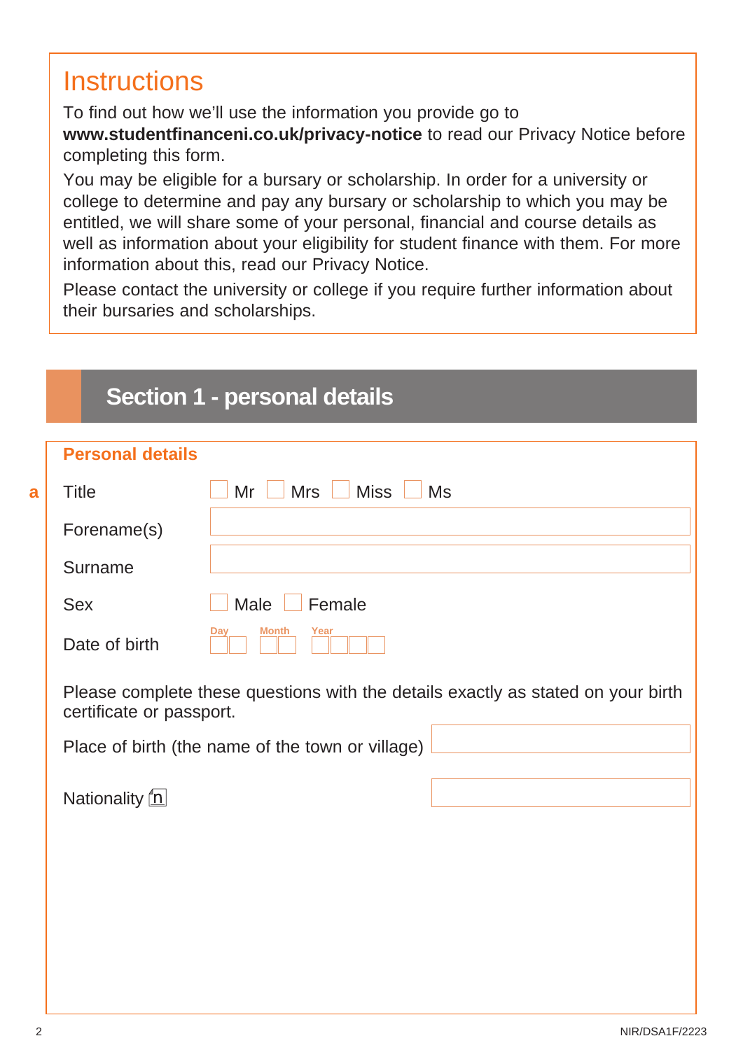## Instructions

To find out how we'll use the information you provide go to **www.studentfinanceni.co.uk/privacy-notice** to read our Privacy Notice before completing this form.

You may be eligible for a bursary or scholarship. In order for a university or college to determine and pay any bursary or scholarship to which you may be entitled, we will share some of your personal, financial and course details as well as information about your eligibility for student finance with them. For more information about this, read our Privacy Notice.

Please contact the university or college if you require further information about their bursaries and scholarships.

# Section 1 - personal details

### Personal details

**a** Title ☐ Mr ☐ Mrs ☐ Miss ☐ Ms

Forename(s)

Surname

Sex ☐ Male ☐ Female

Date of birth Day Month Year

Please complete these questions with the details exactly as stated on your birth certificate or passport.

Place of birth (the name of the town or village)

Nationality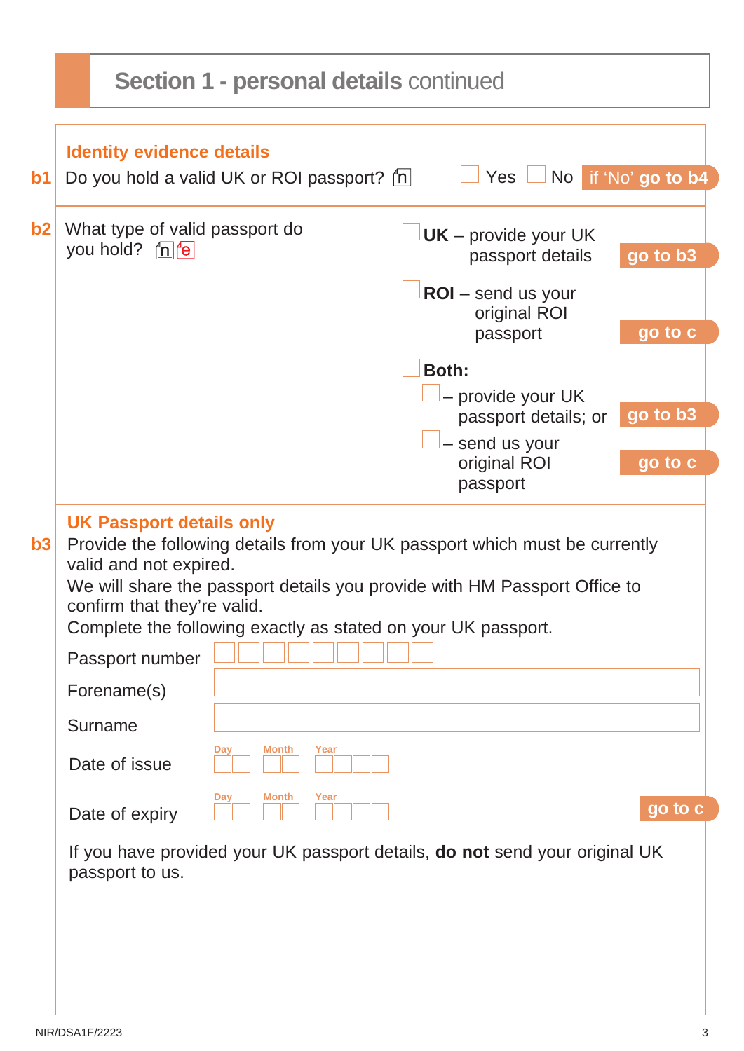## Section 1 - personal details continued

### Identity evidence details

**b1** Do you hold a valid UK or ROI passport? ☐ Yes ☐ No **if 'No' go to b4**

**b2** What type of valid passport do you hold?

- ☐ **UK** – provide your UK passport details **go to b3**
- ☐ **ROI** – send us your original ROI passport **go to c**
- ☐ **Both:**
  - ☐ – provide your UK passport details; or **go to b3**
  - ☐ – send us your original ROI passport **go to c**

### UK Passport details only

**b3** Provide the following details from your UK passport which must be currently valid and not expired.

We will share the passport details you provide with HM Passport Office to confirm that they're valid.

Complete the following exactly as stated on your UK passport.

Passport number

Forename(s)

Surname

Date of issue — Day / Month / Year

Date of expiry — Day / Month / Year **go to c**

If you have provided your UK passport details, **do not** send your original UK passport to us.

NIR/DSA1F/2223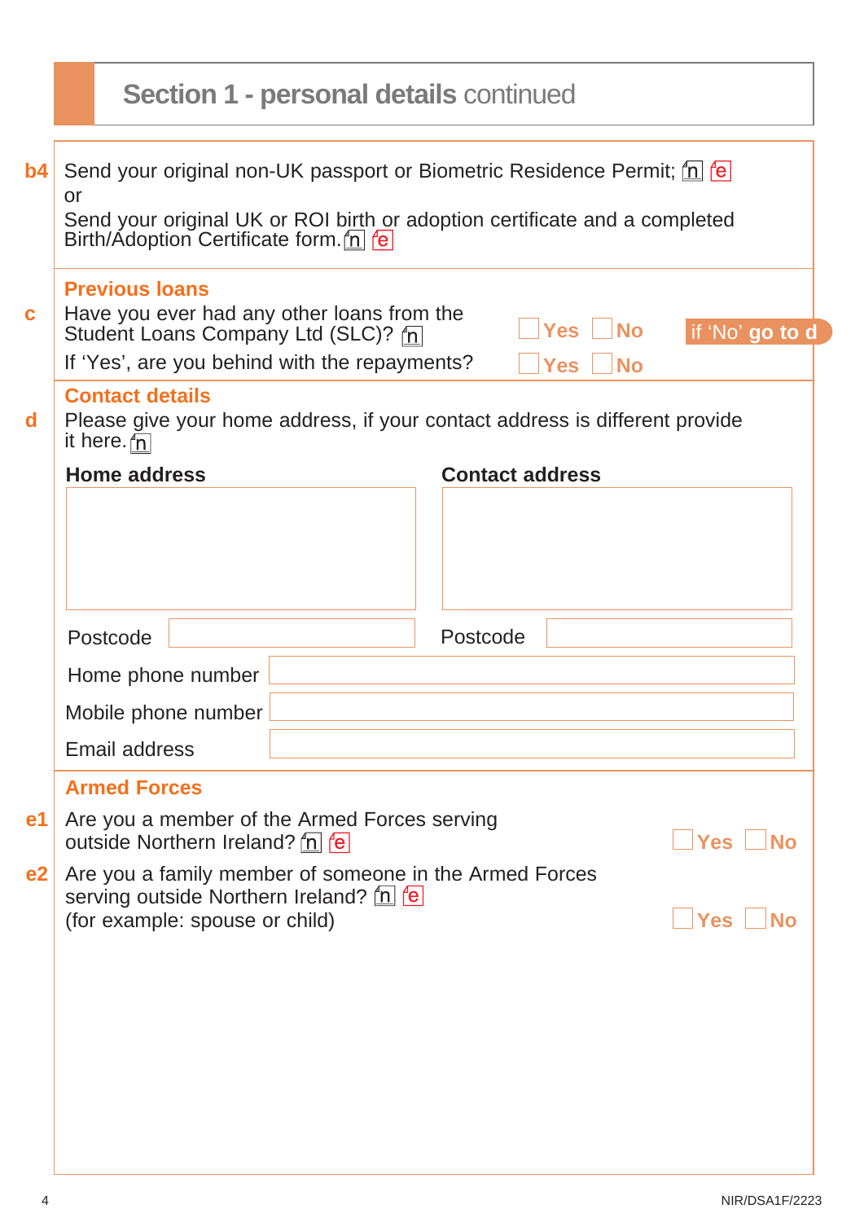## Section 1 - personal details continued

**b4** Send your original non-UK passport or Biometric Residence Permit; n e
or
Send your original UK or ROI birth or adoption certificate and a completed Birth/Adoption Certificate form. n e

**Previous loans**

**c** Have you ever had any other loans from the Student Loans Company Ltd (SLC)? n — Yes / No — if 'No' **go to d**

If 'Yes', are you behind with the repayments? — Yes / No

**Contact details**

**d** Please give your home address, if your contact address is different provide it here. n

| **Home address** | **Contact address** |
|---|---|
| | |
| Postcode | Postcode |

Home phone number

Mobile phone number

Email address

**Armed Forces**

**e1** Are you a member of the Armed Forces serving outside Northern Ireland? n e — Yes / No

**e2** Are you a family member of someone in the Armed Forces serving outside Northern Ireland? n e
(for example: spouse or child) — Yes / No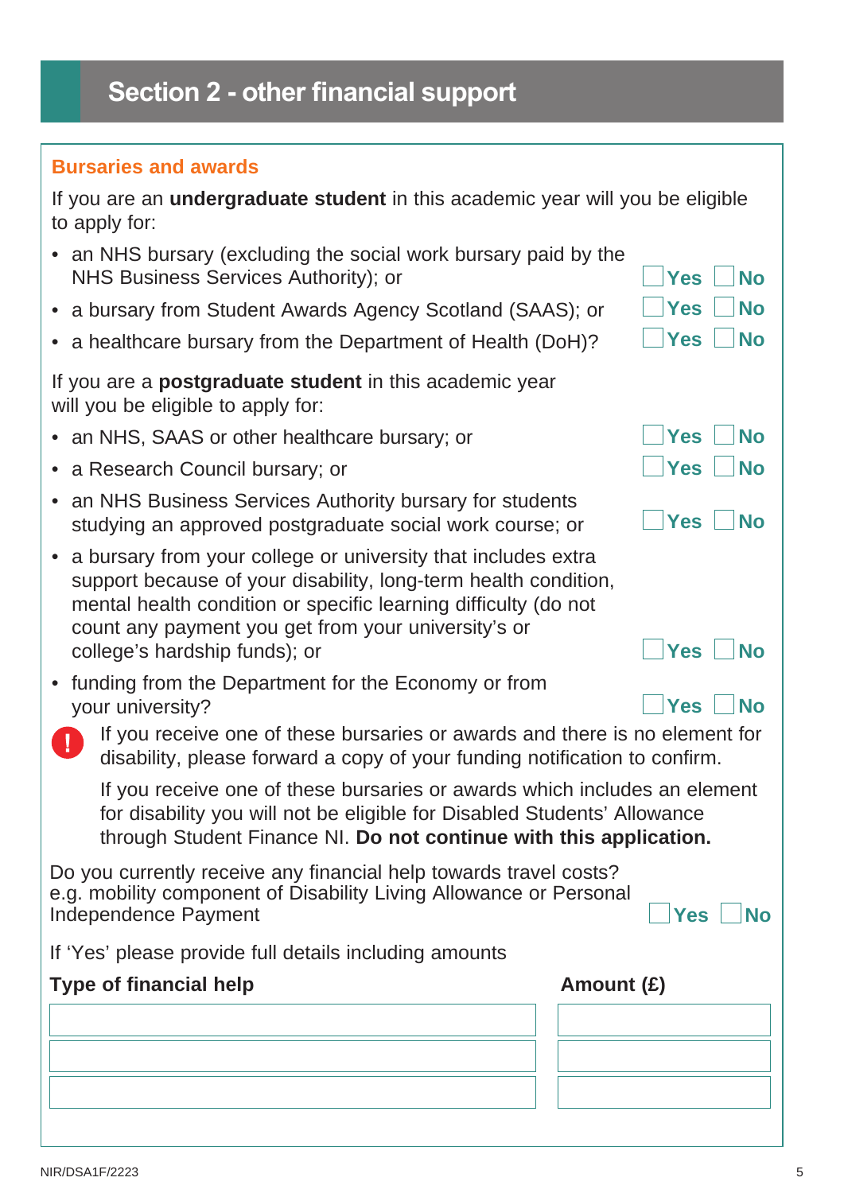# Section 2 - other financial support

### Bursaries and awards

If you are an **undergraduate student** in this academic year will you be eligible to apply for:

- an NHS bursary (excluding the social work bursary paid by the NHS Business Services Authority); or ☐ Yes ☐ No
- a bursary from Student Awards Agency Scotland (SAAS); or ☐ Yes ☐ No
- a healthcare bursary from the Department of Health (DoH)? ☐ Yes ☐ No

If you are a **postgraduate student** in this academic year will you be eligible to apply for:

- an NHS, SAAS or other healthcare bursary; or ☐ Yes ☐ No
- a Research Council bursary; or ☐ Yes ☐ No
- an NHS Business Services Authority bursary for students studying an approved postgraduate social work course; or ☐ Yes ☐ No
- a bursary from your college or university that includes extra support because of your disability, long-term health condition, mental health condition or specific learning difficulty (do not count any payment you get from your university's or college's hardship funds); or ☐ Yes ☐ No
- funding from the Department for the Economy or from your university? ☐ Yes ☐ No

! If you receive one of these bursaries or awards and there is no element for disability, please forward a copy of your funding notification to confirm.

If you receive one of these bursaries or awards which includes an element for disability you will not be eligible for Disabled Students' Allowance through Student Finance NI. **Do not continue with this application.**

Do you currently receive any financial help towards travel costs? e.g. mobility component of Disability Living Allowance or Personal Independence Payment ☐ Yes ☐ No

If 'Yes' please provide full details including amounts

| Type of financial help | Amount (£) |
|---|---|
| | |
| | |
| | |

NIR/DSA1F/2223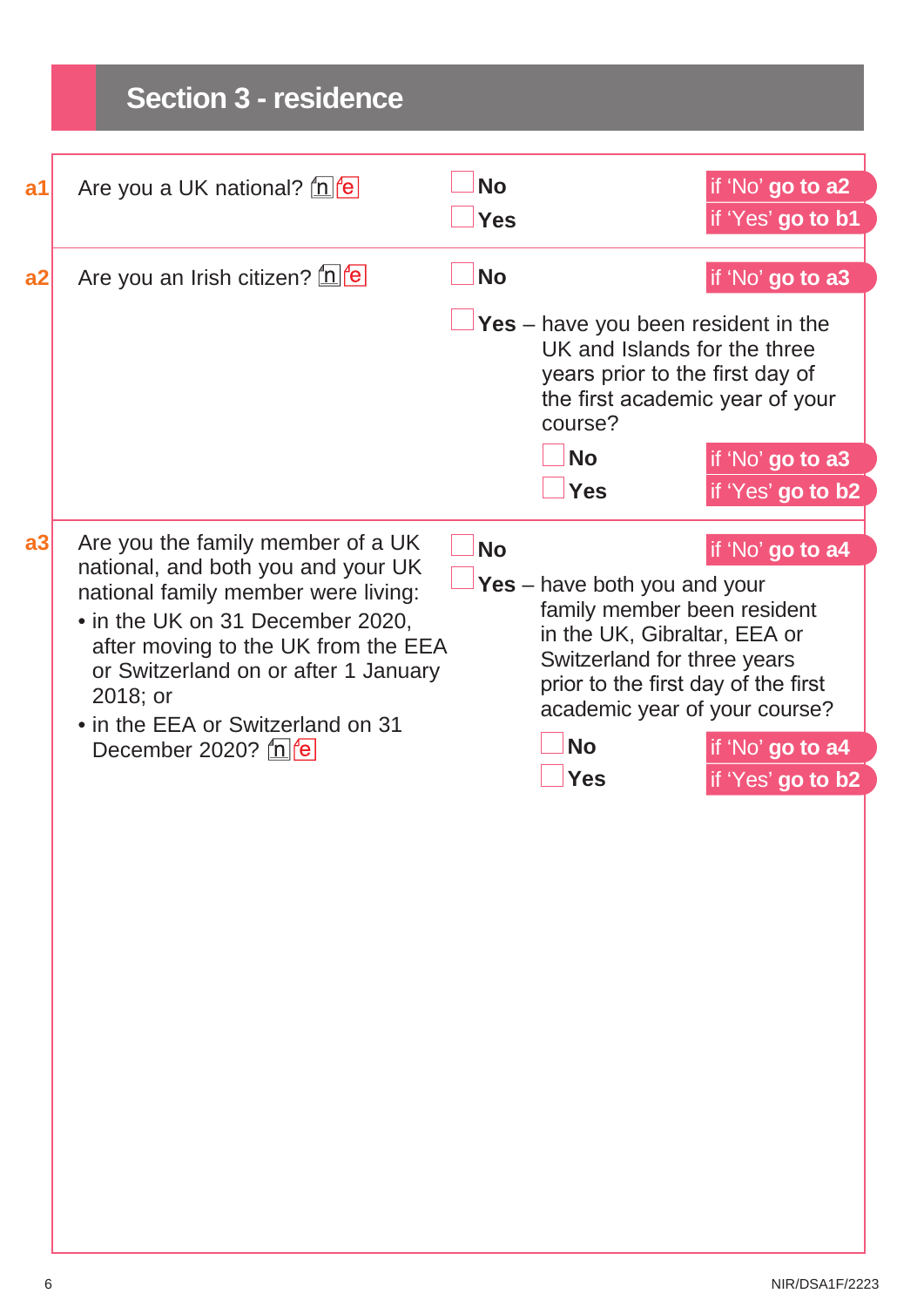## Section 3 - residence

**a1** Are you a UK national? n e

- ☐ **No** — if 'No' **go to a2**
- ☐ **Yes** — if 'Yes' **go to b1**

**a2** Are you an Irish citizen? n e

- ☐ **No** — if 'No' **go to a3**
- ☐ **Yes** – have you been resident in the UK and Islands for the three years prior to the first day of the first academic year of your course?
  - ☐ **No** — if 'No' **go to a3**
  - ☐ **Yes** — if 'Yes' **go to b2**

**a3** Are you the family member of a UK national, and both you and your UK national family member were living:

- in the UK on 31 December 2020, after moving to the UK from the EEA or Switzerland on or after 1 January 2018; or
- in the EEA or Switzerland on 31 December 2020? n e

- ☐ **No** — if 'No' **go to a4**
- ☐ **Yes** – have both you and your family member been resident in the UK, Gibraltar, EEA or Switzerland for three years prior to the first day of the first academic year of your course?
  - ☐ **No** — if 'No' **go to a4**
  - ☐ **Yes** — if 'Yes' **go to b2**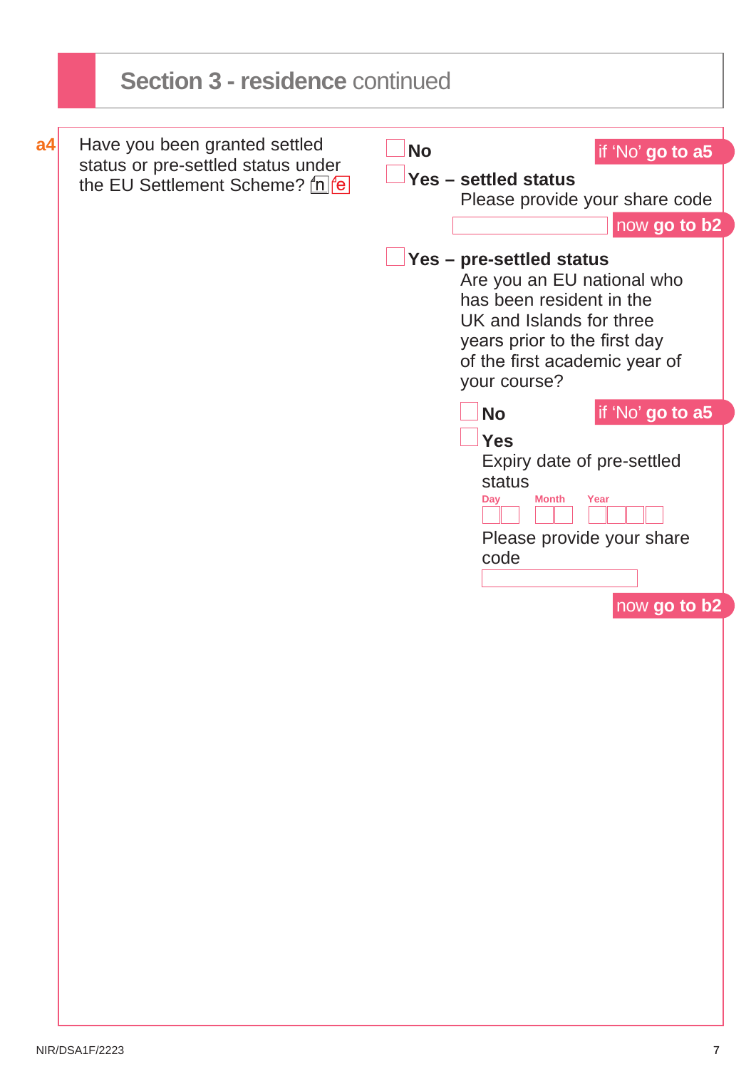# Section 3 - residence continued

**a4** Have you been granted settled status or pre-settled status under the EU Settlement Scheme? n e

- ☐ **No** — if 'No' **go to a5**
- ☐ **Yes – settled status**
  Please provide your share code
  ______________________ — now **go to b2**
- ☐ **Yes – pre-settled status**
  Are you an EU national who has been resident in the UK and Islands for three years prior to the first day of the first academic year of your course?
  - ☐ **No** — if 'No' **go to a5**
  - ☐ **Yes**
    Expiry date of pre-settled status
    Day ☐☐ Month ☐☐ Year ☐☐☐☐
    Please provide your share code
    ______________________
    now **go to b2**

NIR/DSA1F/2223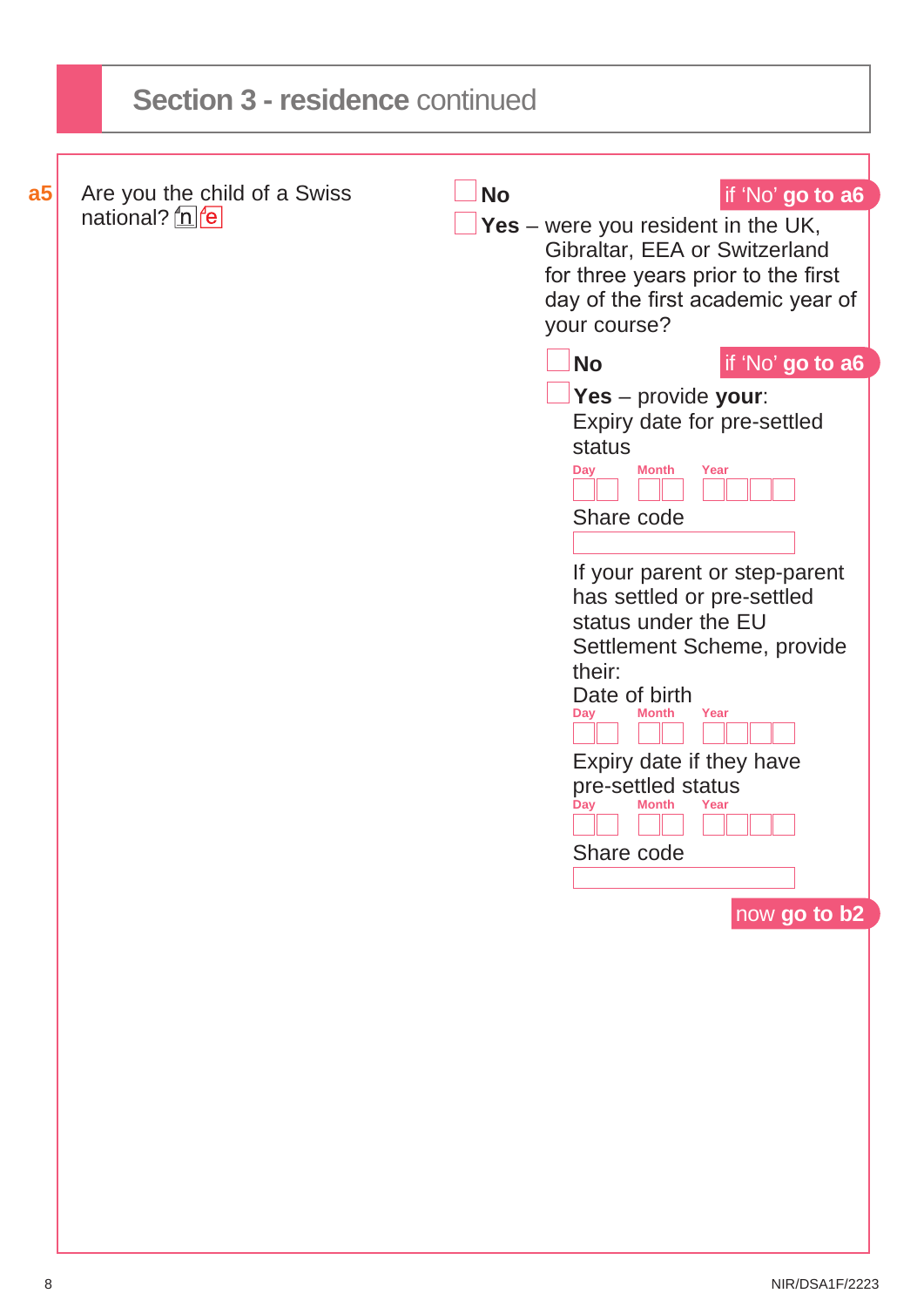## Section 3 - residence continued

**a5** Are you the child of a Swiss national? n e

☐ **No** — if 'No' **go to a6**

☐ **Yes** – were you resident in the UK, Gibraltar, EEA or Switzerland for three years prior to the first day of the first academic year of your course?

☐ **No** — if 'No' **go to a6**

☐ **Yes** – provide **your**:

Expiry date for pre-settled status

Day ☐☐ Month ☐☐ Year ☐☐☐☐

Share code

☐

If your parent or step-parent has settled or pre-settled status under the EU Settlement Scheme, provide their:

Date of birth

Day ☐☐ Month ☐☐ Year ☐☐☐☐

Expiry date if they have pre-settled status

Day ☐☐ Month ☐☐ Year ☐☐☐☐

Share code

☐

now **go to b2**

NIR/DSA1F/2223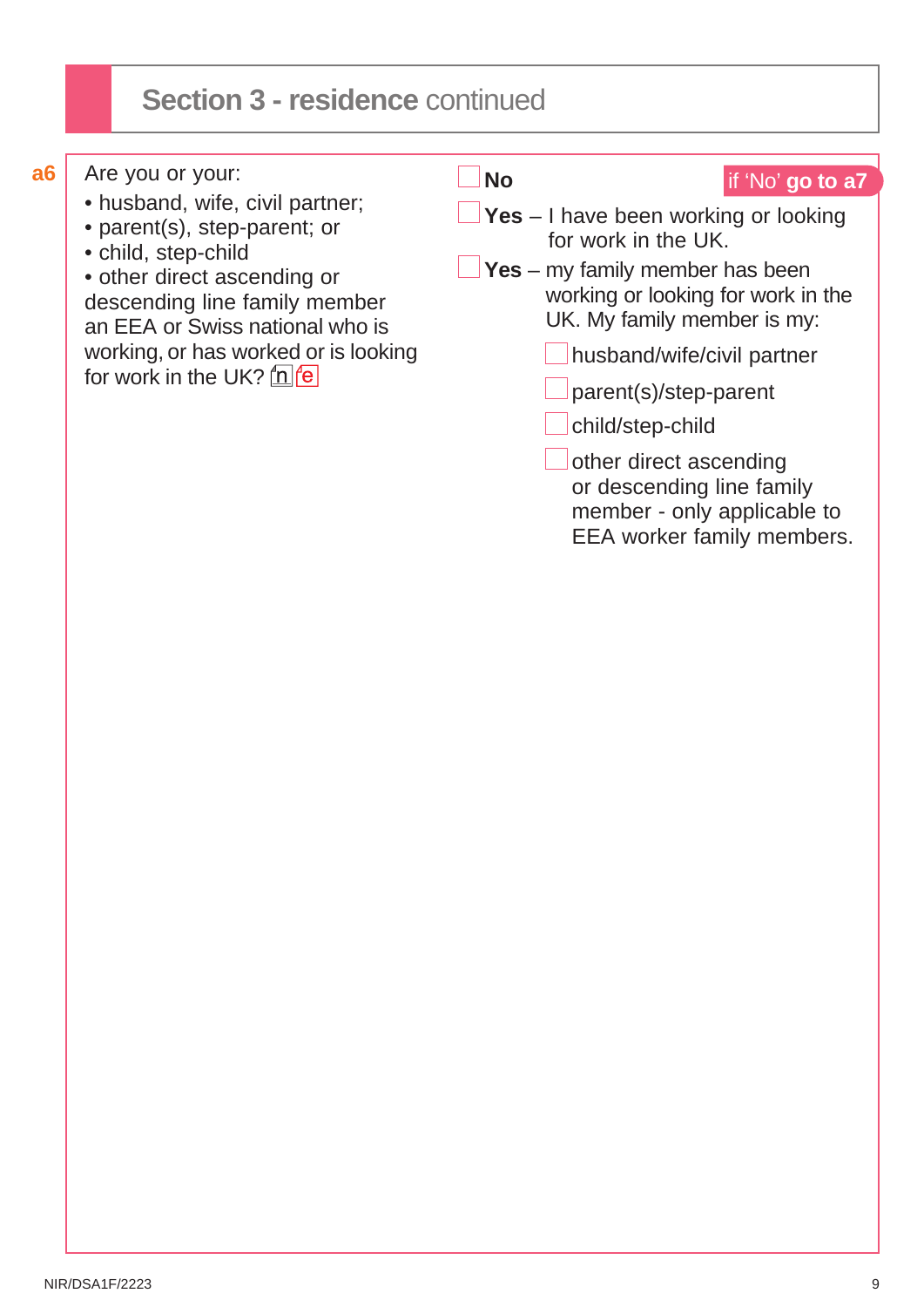## Section 3 - residence continued

**a6** Are you or your:

- husband, wife, civil partner;
- parent(s), step-parent; or
- child, step-child
- other direct ascending or descending line family member

an EEA or Swiss national who is working, or has worked or is looking for work in the UK? n e

- ☐ **No** — if 'No' **go to a7**
- ☐ **Yes** – I have been working or looking for work in the UK.
- ☐ **Yes** – my family member has been working or looking for work in the UK. My family member is my:
  - ☐ husband/wife/civil partner
  - ☐ parent(s)/step-parent
  - ☐ child/step-child
  - ☐ other direct ascending or descending line family member - only applicable to EEA worker family members.

NIR/DSA1F/2223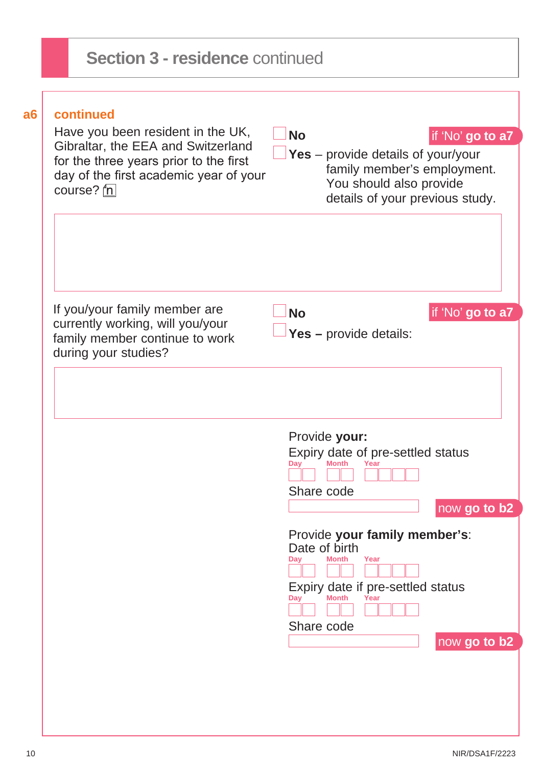## Section 3 - residence continued

**a6** **continued**

Have you been resident in the UK, Gibraltar, the EEA and Switzerland for the three years prior to the first day of the first academic year of your course? n

- ☐ **No** — if 'No' **go to a7**
- ☐ **Yes** – provide details of your/your family member's employment. You should also provide details of your previous study.

If you/your family member are currently working, will you/your family member continue to work during your studies?

- ☐ **No** — if 'No' **go to a7**
- ☐ **Yes –** provide details:

Provide **your:**

Expiry date of pre-settled status

Day | Month | Year

Share code

now **go to b2**

Provide **your family member's**:

Date of birth

Day | Month | Year

Expiry date if pre-settled status

Day | Month | Year

Share code

now **go to b2**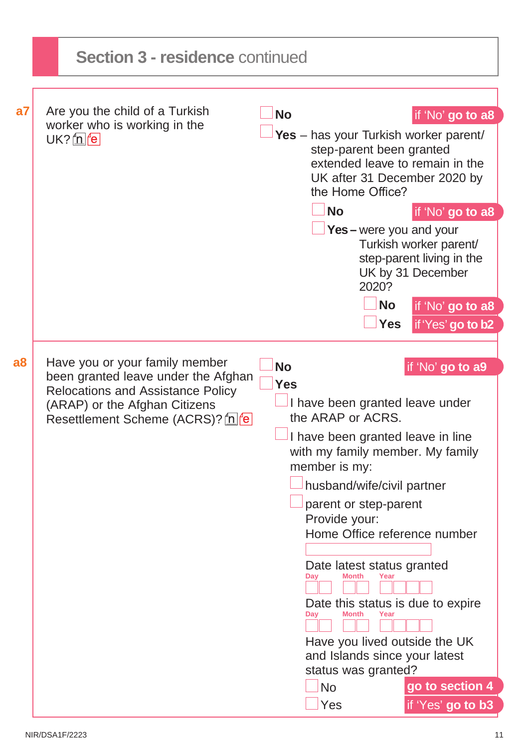## Section 3 - residence continued

**a7** Are you the child of a Turkish worker who is working in the UK? n e

- ☐ **No** — if 'No' **go to a8**
- ☐ **Yes** – has your Turkish worker parent/step-parent been granted extended leave to remain in the UK after 31 December 2020 by the Home Office?
  - ☐ **No** — if 'No' **go to a8**
  - ☐ **Yes –** were you and your Turkish worker parent/step-parent living in the UK by 31 December 2020?
    - ☐ **No** — if 'No' **go to a8**
    - ☐ **Yes** — if 'Yes' **go to b2**

**a8** Have you or your family member been granted leave under the Afghan Relocations and Assistance Policy (ARAP) or the Afghan Citizens Resettlement Scheme (ACRS)? n e

- ☐ **No** — if 'No' **go to a9**
- ☐ **Yes**
  - ☐ I have been granted leave under the ARAP or ACRS.
  - ☐ I have been granted leave in line with my family member. My family member is my:
    - ☐ husband/wife/civil partner
    - ☐ parent or step-parent

Provide your:

Home Office reference number

☐

Date latest status granted

Day ☐☐ Month ☐☐ Year ☐☐☐☐

Date this status is due to expire

Day ☐☐ Month ☐☐ Year ☐☐☐☐

Have you lived outside the UK and Islands since your latest status was granted?

- ☐ No — **go to section 4**
- ☐ Yes — if 'Yes' **go to b3**

NIR/DSA1F/2223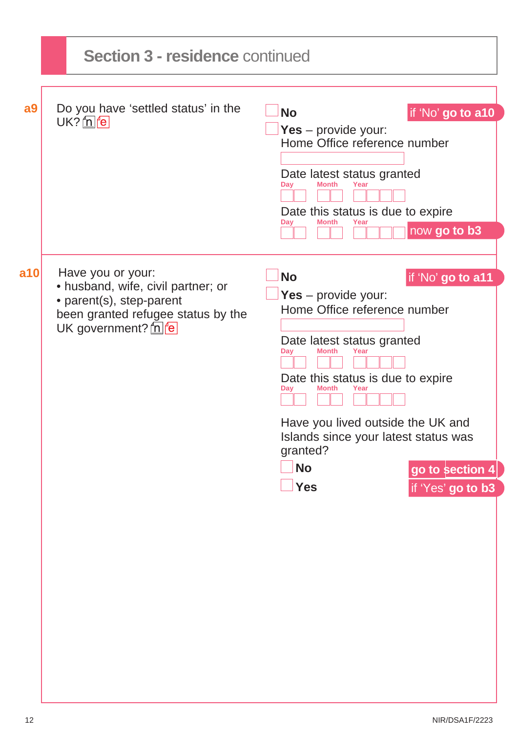## Section 3 - residence continued

**a9** Do you have 'settled status' in the UK? n e

☐ **No** — if 'No' **go to a10**

☐ **Yes** – provide your:

Home Office reference number

Date latest status granted

Day | Month | Year

Date this status is due to expire

Day | Month | Year

now **go to b3**

**a10** Have you or your:

- husband, wife, civil partner; or
- parent(s), step-parent

been granted refugee status by the UK government? n e

☐ **No** — if 'No' **go to a11**

☐ **Yes** – provide your:

Home Office reference number

Date latest status granted

Day | Month | Year

Date this status is due to expire

Day | Month | Year

Have you lived outside the UK and Islands since your latest status was granted?

☐ **No** — **go to section 4**

☐ **Yes** — if 'Yes' **go to b3**

NIR/DSA1F/2223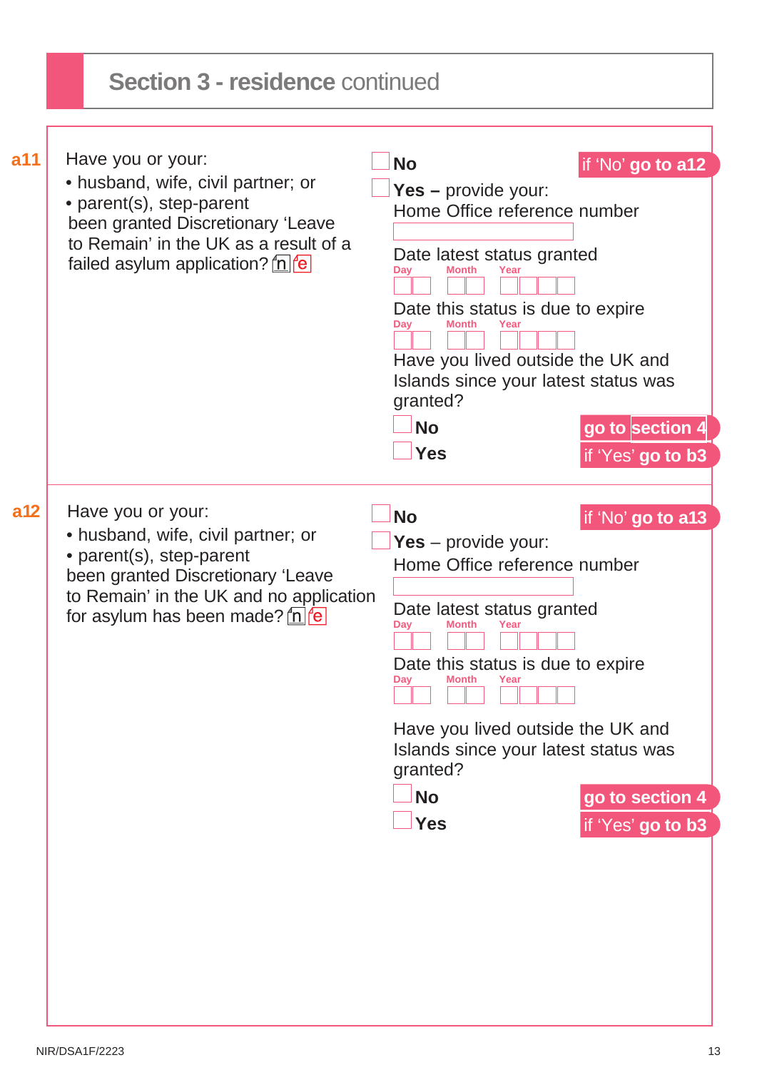## Section 3 - residence continued

**a11** Have you or your:

- husband, wife, civil partner; or
- parent(s), step-parent

been granted Discretionary 'Leave to Remain' in the UK as a result of a failed asylum application? n e

☐ **No** — if 'No' **go to a12**

☐ **Yes –** provide your:

Home Office reference number

Date latest status granted

Day | Month | Year

Date this status is due to expire

Day | Month | Year

Have you lived outside the UK and Islands since your latest status was granted?

☐ **No** — **go to section 4**

☐ **Yes** — if 'Yes' **go to b3**

**a12** Have you or your:

- husband, wife, civil partner; or
- parent(s), step-parent

been granted Discretionary 'Leave to Remain' in the UK and no application for asylum has been made? n e

☐ **No** — if 'No' **go to a13**

☐ **Yes** – provide your:

Home Office reference number

Date latest status granted

Day | Month | Year

Date this status is due to expire

Day | Month | Year

Have you lived outside the UK and Islands since your latest status was granted?

☐ **No** — **go to section 4**

☐ **Yes** — if 'Yes' **go to b3**

NIR/DSA1F/2223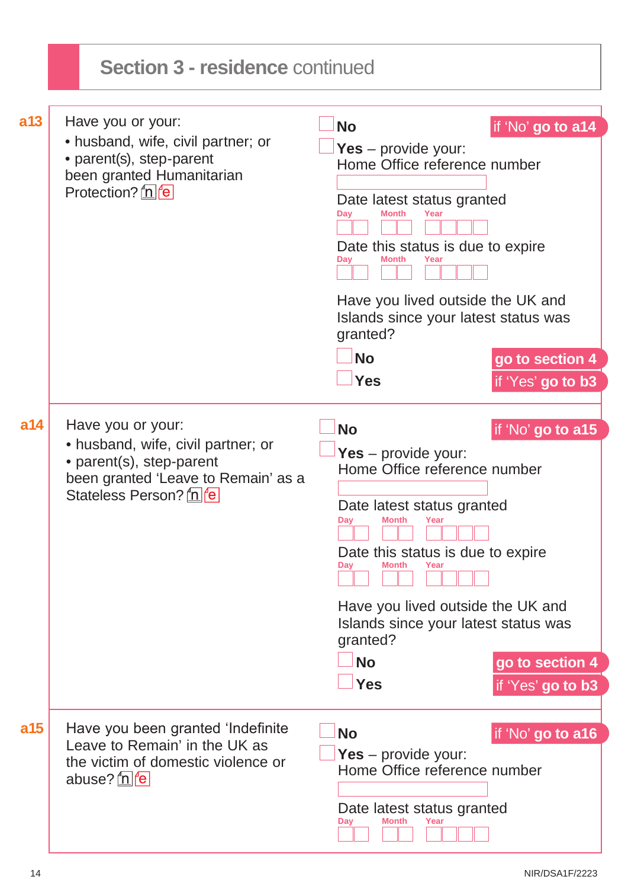## Section 3 - residence continued

**a13**

Have you or your:

- husband, wife, civil partner; or
- parent(s), step-parent

been granted Humanitarian Protection? n e

☐ **No** — if ‘No’ **go to a14**

☐ **Yes** – provide your:
Home Office reference number

Date latest status granted
Day | Month | Year

Date this status is due to expire
Day | Month | Year

Have you lived outside the UK and Islands since your latest status was granted?

☐ **No** — **go to section 4**

☐ **Yes** — if ‘Yes’ **go to b3**

**a14**

Have you or your:

- husband, wife, civil partner; or
- parent(s), step-parent

been granted ‘Leave to Remain’ as a Stateless Person? n e

☐ **No** — if ‘No’ **go to a15**

☐ **Yes** – provide your:
Home Office reference number

Date latest status granted
Day | Month | Year

Date this status is due to expire
Day | Month | Year

Have you lived outside the UK and Islands since your latest status was granted?

☐ **No** — **go to section 4**

☐ **Yes** — if ‘Yes’ **go to b3**

**a15**

Have you been granted ‘Indefinite Leave to Remain’ in the UK as the victim of domestic violence or abuse? n e

☐ **No** — if ‘No’ **go to a16**

☐ **Yes** – provide your:
Home Office reference number

Date latest status granted
Day | Month | Year

NIR/DSA1F/2223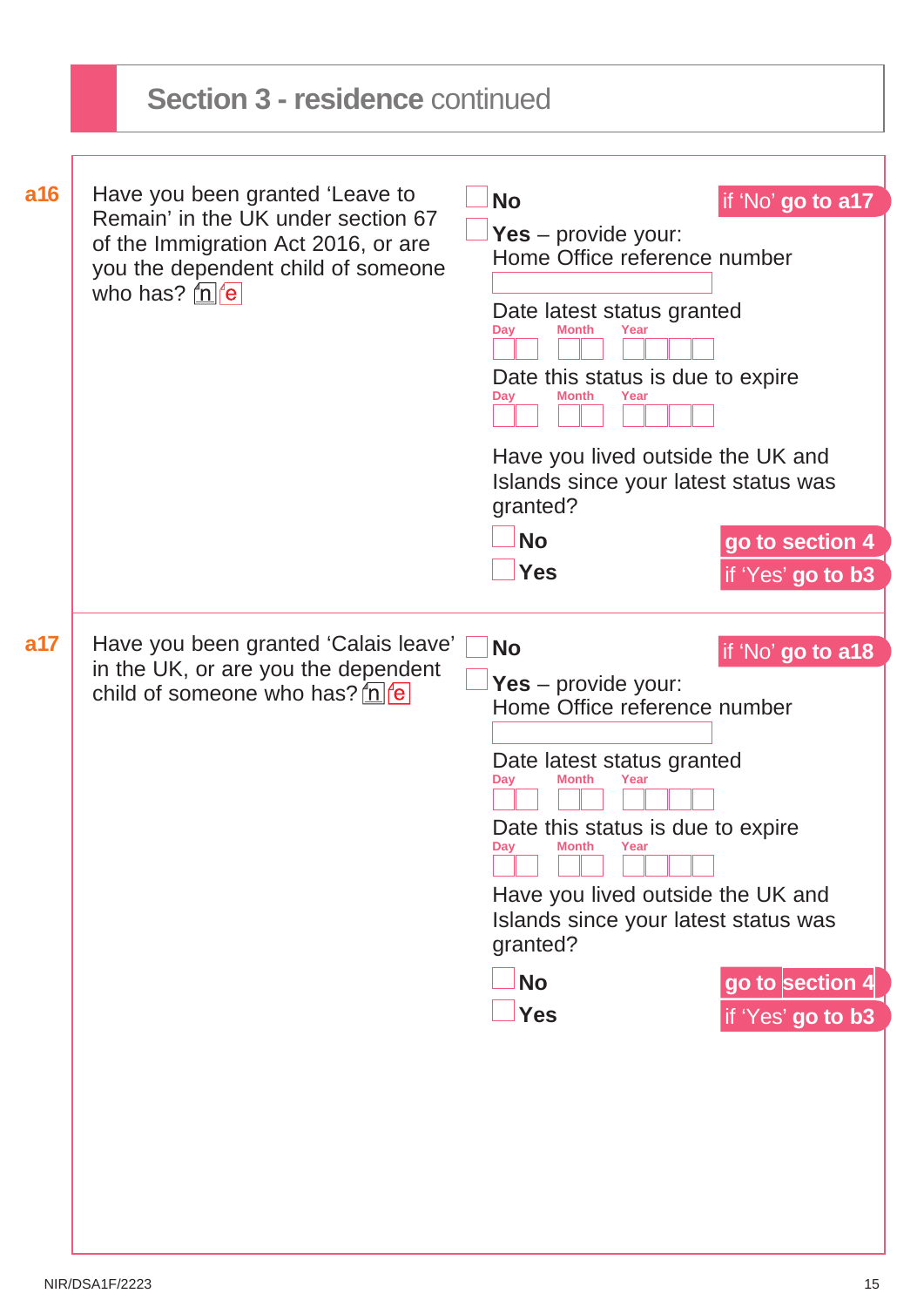## Section 3 - residence continued

**a16** Have you been granted 'Leave to Remain' in the UK under section 67 of the Immigration Act 2016, or are you the dependent child of someone who has? n e

- [ ] **No** — if 'No' **go to a17**
- [ ] **Yes** – provide your:

Home Office reference number

Date latest status granted

Day | Month | Year

Date this status is due to expire

Day | Month | Year

Have you lived outside the UK and Islands since your latest status was granted?

- [ ] **No** — **go to section 4**
- [ ] **Yes** — if 'Yes' **go to b3**

**a17** Have you been granted 'Calais leave' in the UK, or are you the dependent child of someone who has? n e

- [ ] **No** — if 'No' **go to a18**
- [ ] **Yes** – provide your:

Home Office reference number

Date latest status granted

Day | Month | Year

Date this status is due to expire

Day | Month | Year

Have you lived outside the UK and Islands since your latest status was granted?

- [ ] **No** — **go to section 4**
- [ ] **Yes** — if 'Yes' **go to b3**

NIR/DSA1F/2223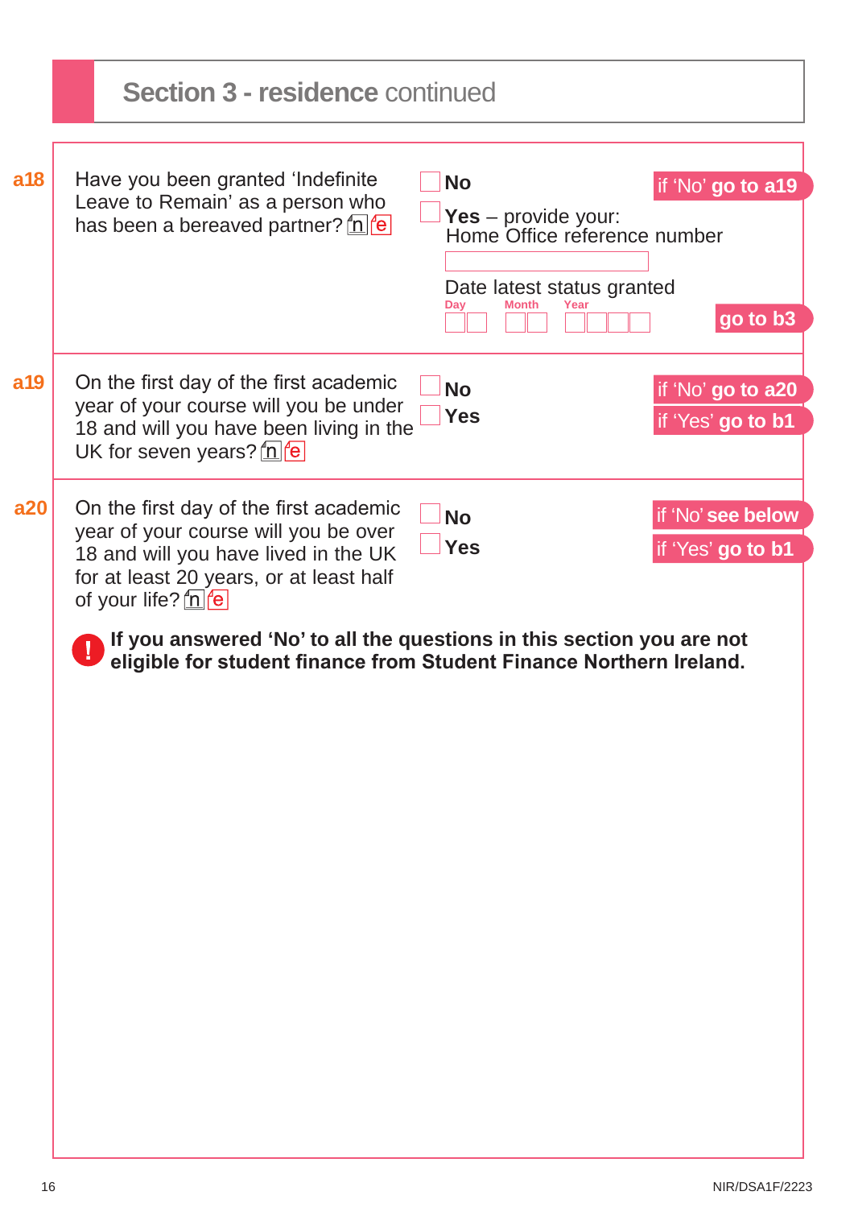## Section 3 - residence continued

**a18** Have you been granted 'Indefinite Leave to Remain' as a person who has been a bereaved partner? n e

- ☐ **No** — if 'No' **go to a19**
- ☐ **Yes** – provide your:
  - Home Office reference number
  - Date latest status granted (Day / Month / Year)
  - **go to b3**

**a19** On the first day of the first academic year of your course will you be under 18 and will you have been living in the UK for seven years? n e

- ☐ **No** — if 'No' **go to a20**
- ☐ **Yes** — if 'Yes' **go to b1**

**a20** On the first day of the first academic year of your course will you be over 18 and will you have lived in the UK for at least 20 years, or at least half of your life? n e

- ☐ **No** — if 'No' **see below**
- ☐ **Yes** — if 'Yes' **go to b1**

**! If you answered 'No' to all the questions in this section you are not eligible for student finance from Student Finance Northern Ireland.**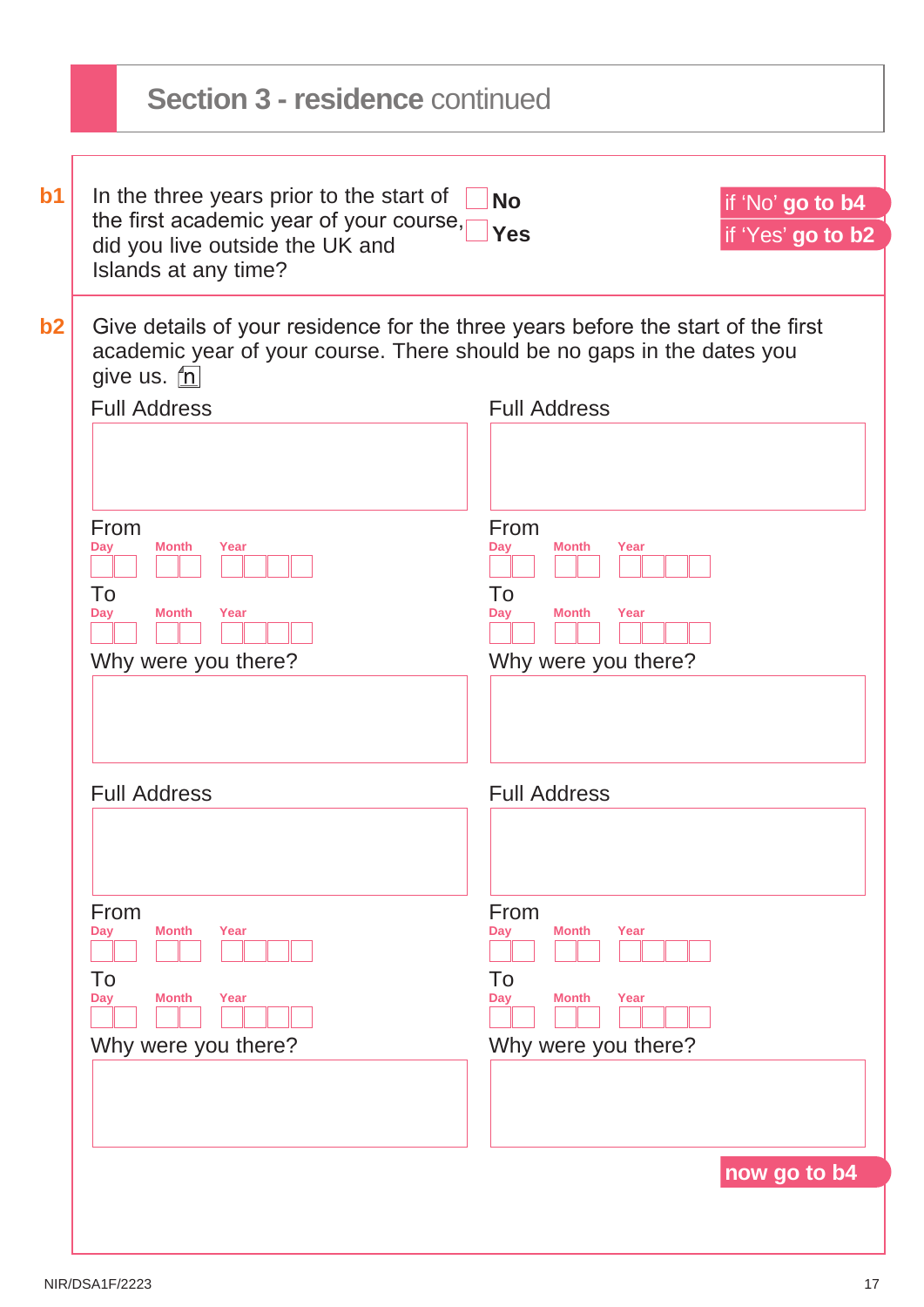## Section 3 - residence continued

**b1** In the three years prior to the start of the first academic year of your course, did you live outside the UK and Islands at any time?

☐ **No** — if 'No' **go to b4**

☐ **Yes** — if 'Yes' **go to b2**

**b2** Give details of your residence for the three years before the start of the first academic year of your course. There should be no gaps in the dates you give us. n

Full Address

From
Day | Month | Year

To
Day | Month | Year

Why were you there?

Full Address

From
Day | Month | Year

To
Day | Month | Year

Why were you there?

Full Address

From
Day | Month | Year

To
Day | Month | Year

Why were you there?

Full Address

From
Day | Month | Year

To
Day | Month | Year

Why were you there?

**now go to b4**

NIR/DSA1F/2223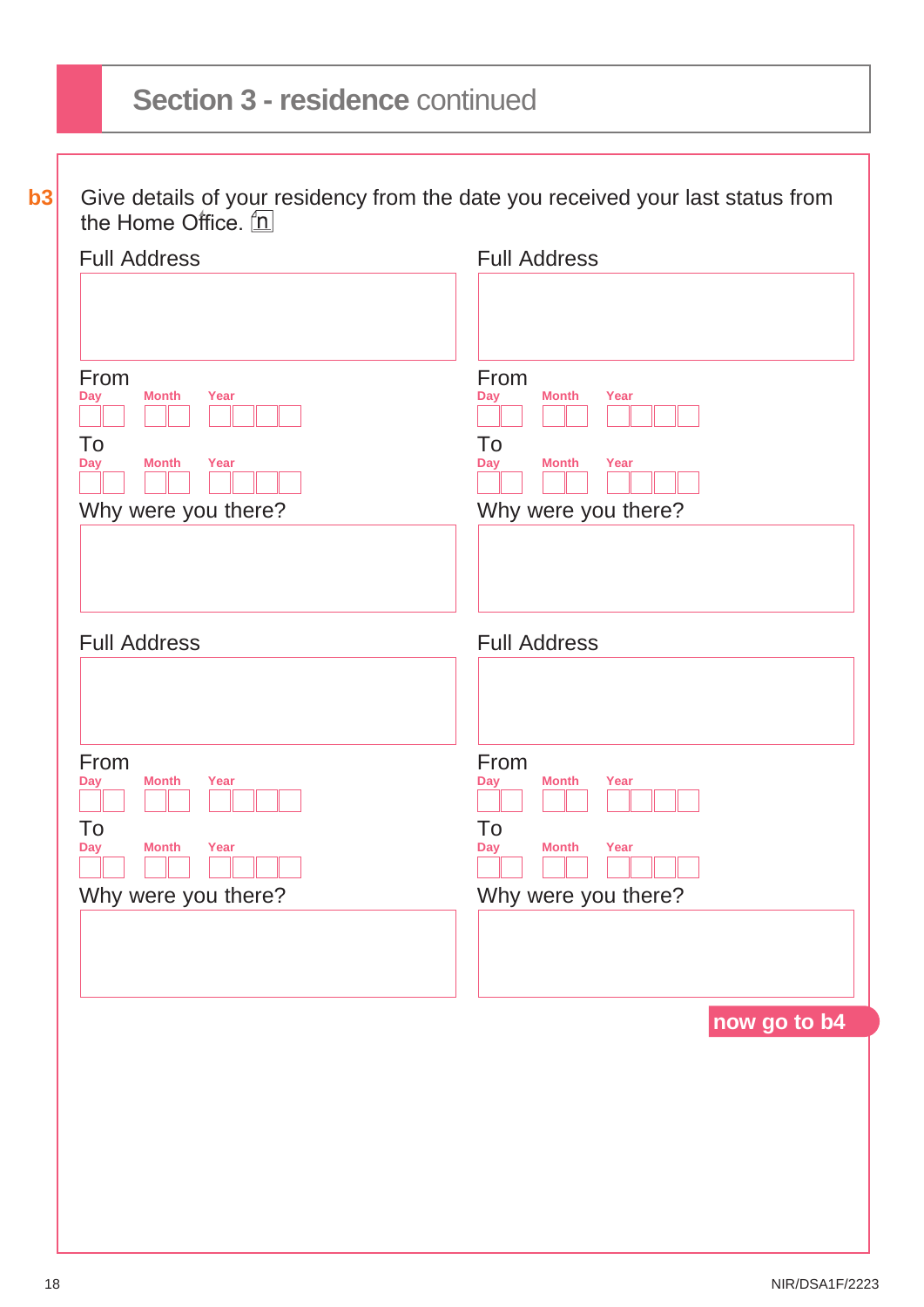## Section 3 - residence continued

**b3** Give details of your residency from the date you received your last status from the Home Office. n

Full Address

From
Day Month Year

To
Day Month Year

Why were you there?

Full Address

From
Day Month Year

To
Day Month Year

Why were you there?

Full Address

From
Day Month Year

To
Day Month Year

Why were you there?

Full Address

From
Day Month Year

To
Day Month Year

Why were you there?

**now go to b4**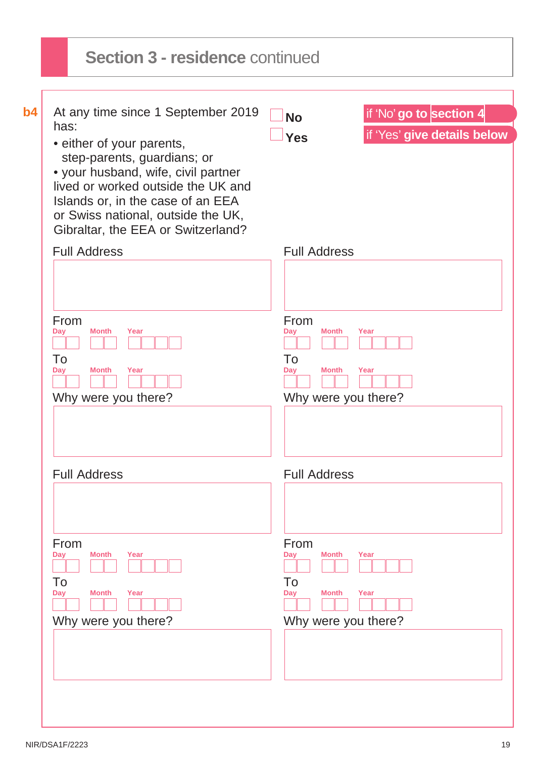## Section 3 - residence continued

**b4** At any time since 1 September 2019 has:

- either of your parents, step-parents, guardians; or
- your husband, wife, civil partner

lived or worked outside the UK and Islands or, in the case of an EEA or Swiss national, outside the UK, Gibraltar, the EEA or Switzerland?

☐ **No** — if 'No' **go to section 4**

☐ **Yes** — if 'Yes' **give details below**

Full Address

From
Day | Month | Year

To
Day | Month | Year

Why were you there?

Full Address

From
Day | Month | Year

To
Day | Month | Year

Why were you there?

Full Address

From
Day | Month | Year

To
Day | Month | Year

Why were you there?

Full Address

From
Day | Month | Year

To
Day | Month | Year

Why were you there?

NIR/DSA1F/2223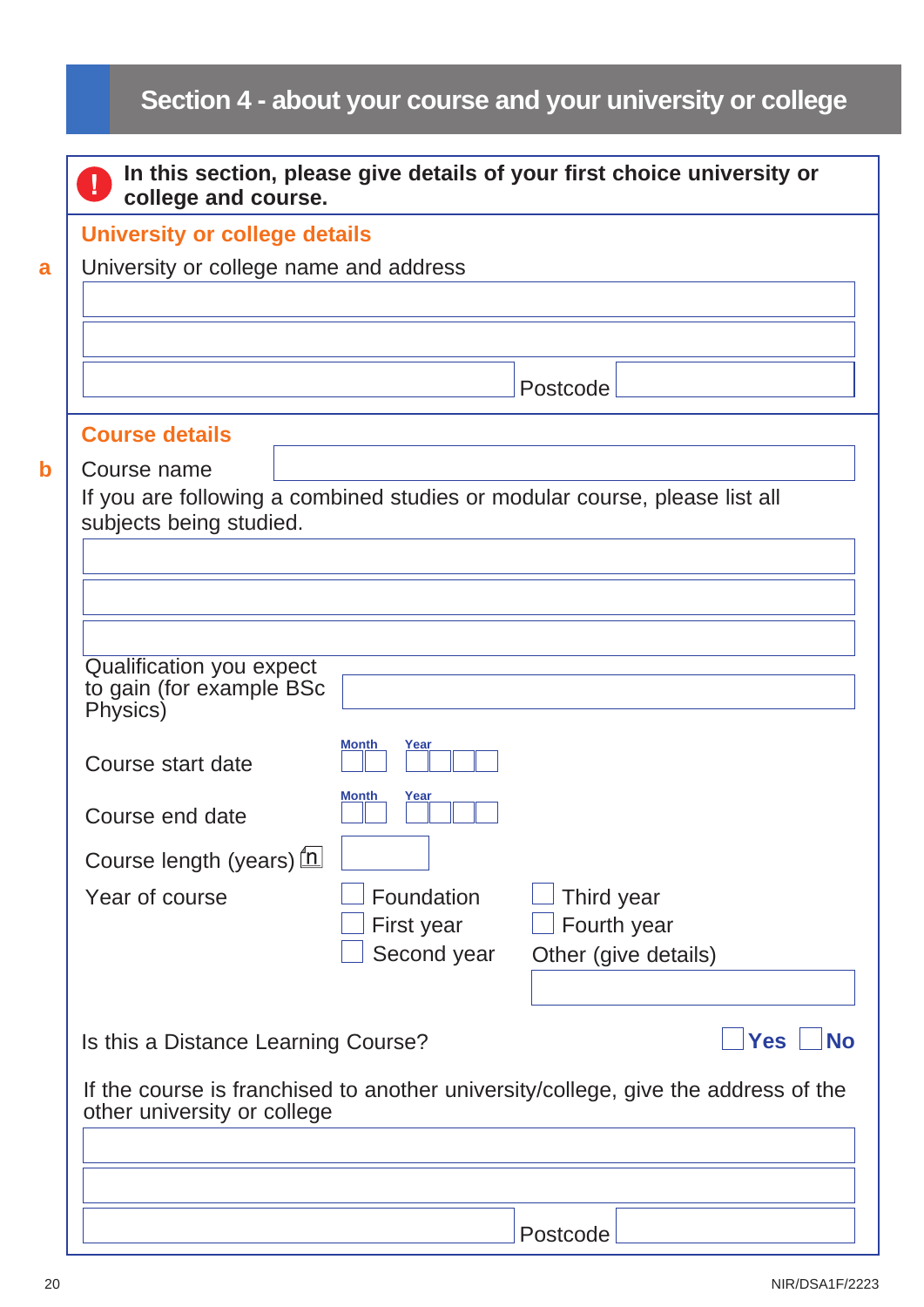# Section 4 - about your course and your university or college

**In this section, please give details of your first choice university or college and course.**

## University or college details

**a** University or college name and address

Postcode

## Course details

**b** Course name

If you are following a combined studies or modular course, please list all subjects being studied.

Qualification you expect to gain (for example BSc Physics)

Course start date — Month / Year

Course end date — Month / Year

Course length (years)

Year of course

- Foundation
- First year
- Second year
- Third year
- Fourth year
- Other (give details)

Is this a Distance Learning Course? Yes / No

If the course is franchised to another university/college, give the address of the other university or college

Postcode

NIR/DSA1F/2223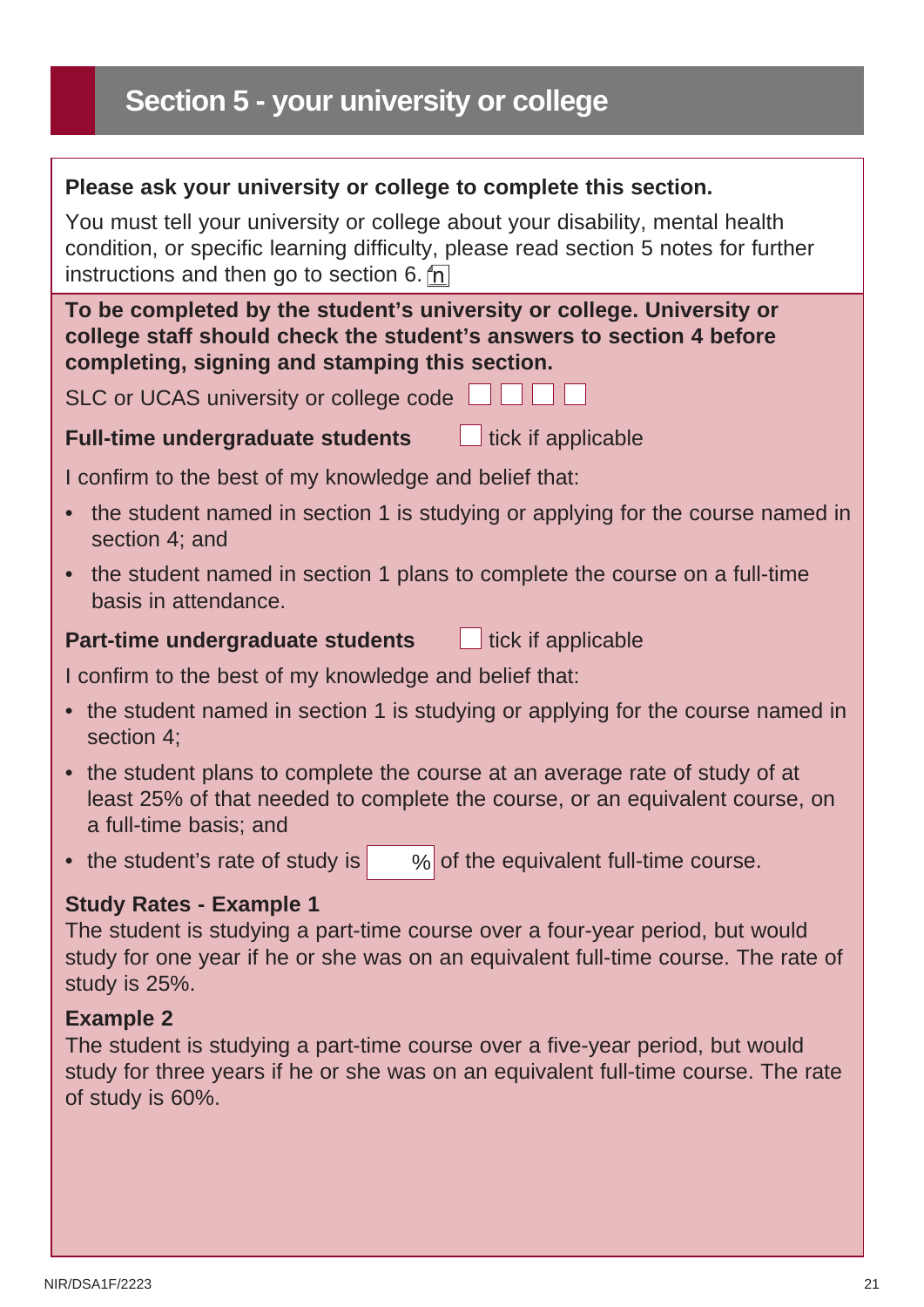## Section 5 - your university or college

**Please ask your university or college to complete this section.**

You must tell your university or college about your disability, mental health condition, or specific learning difficulty, please read section 5 notes for further instructions and then go to section 6.

**To be completed by the student's university or college. University or college staff should check the student's answers to section 4 before completing, signing and stamping this section.**

SLC or UCAS university or college code ☐☐☐☐

**Full-time undergraduate students** ☐ tick if applicable

I confirm to the best of my knowledge and belief that:

- the student named in section 1 is studying or applying for the course named in section 4; and
- the student named in section 1 plans to complete the course on a full-time basis in attendance.

**Part-time undergraduate students** ☐ tick if applicable

I confirm to the best of my knowledge and belief that:

- the student named in section 1 is studying or applying for the course named in section 4;
- the student plans to complete the course at an average rate of study of at least 25% of that needed to complete the course, or an equivalent course, on a full-time basis; and
- the student's rate of study is ____ % of the equivalent full-time course.

**Study Rates - Example 1**
The student is studying a part-time course over a four-year period, but would study for one year if he or she was on an equivalent full-time course. The rate of study is 25%.

**Example 2**
The student is studying a part-time course over a five-year period, but would study for three years if he or she was on an equivalent full-time course. The rate of study is 60%.

NIR/DSA1F/2223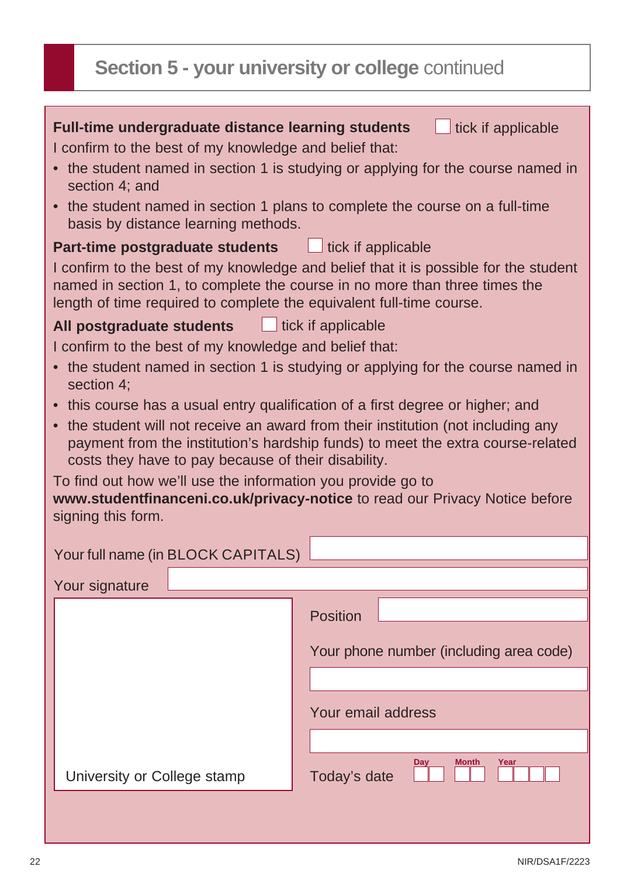## Section 5 - your university or college continued

**Full-time undergraduate distance learning students** ☐ tick if applicable

I confirm to the best of my knowledge and belief that:

- the student named in section 1 is studying or applying for the course named in section 4; and
- the student named in section 1 plans to complete the course on a full-time basis by distance learning methods.

**Part-time postgraduate students** ☐ tick if applicable

I confirm to the best of my knowledge and belief that it is possible for the student named in section 1, to complete the course in no more than three times the length of time required to complete the equivalent full-time course.

**All postgraduate students** ☐ tick if applicable

I confirm to the best of my knowledge and belief that:

- the student named in section 1 is studying or applying for the course named in section 4;
- this course has a usual entry qualification of a first degree or higher; and
- the student will not receive an award from their institution (not including any payment from the institution's hardship funds) to meet the extra course-related costs they have to pay because of their disability.

To find out how we'll use the information you provide go to **www.studentfinanceni.co.uk/privacy-notice** to read our Privacy Notice before signing this form.

Your full name (in BLOCK CAPITALS)

Your signature

University or College stamp

Position

Your phone number (including area code)

Your email address

Today's date Day Month Year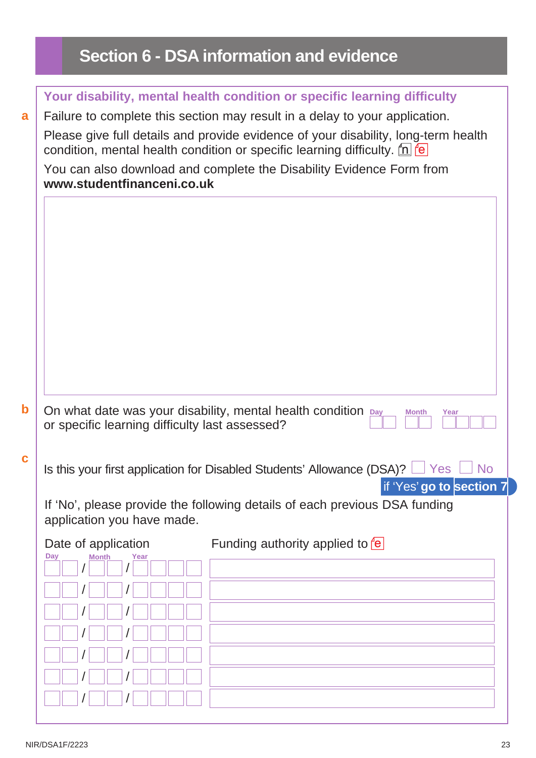## Section 6 - DSA information and evidence

### Your disability, mental health condition or specific learning difficulty

**a** Failure to complete this section may result in a delay to your application.

Please give full details and provide evidence of your disability, long-term health condition, mental health condition or specific learning difficulty. n e

You can also download and complete the Disability Evidence Form from **www.studentfinanceni.co.uk**

**b** On what date was your disability, mental health condition or specific learning difficulty last assessed? Day Month Year

**c** Is this your first application for Disabled Students' Allowance (DSA)? ☐ Yes ☐ No

if 'Yes' **go to section 7**

If 'No', please provide the following details of each previous DSA funding application you have made.

| Date of application (Day / Month / Year) | Funding authority applied to e |
|---|---|
| / / | |
| / / | |
| / / | |
| / / | |
| / / | |
| / / | |
| / / | |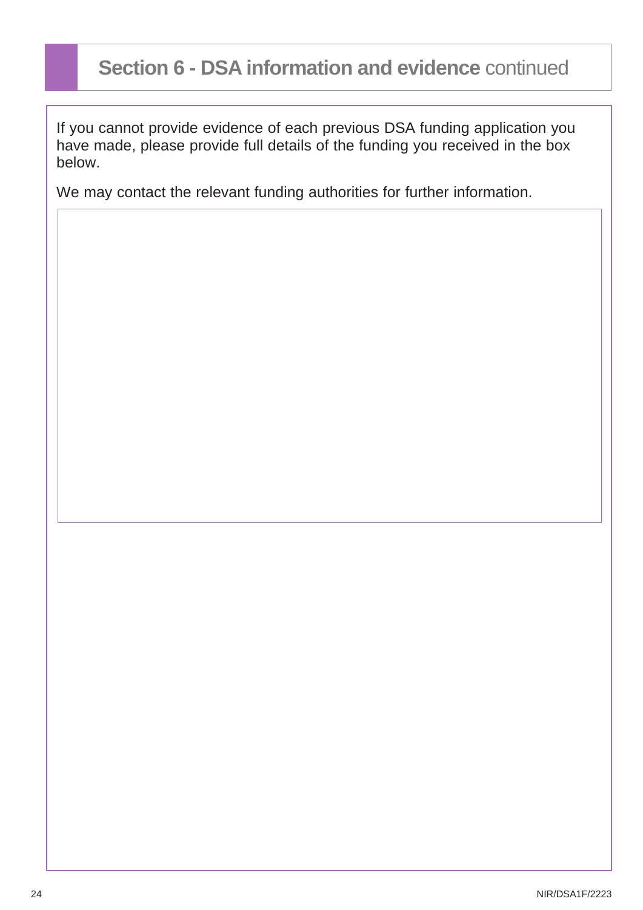## Section 6 - DSA information and evidence continued

If you cannot provide evidence of each previous DSA funding application you have made, please provide full details of the funding you received in the box below.

We may contact the relevant funding authorities for further information.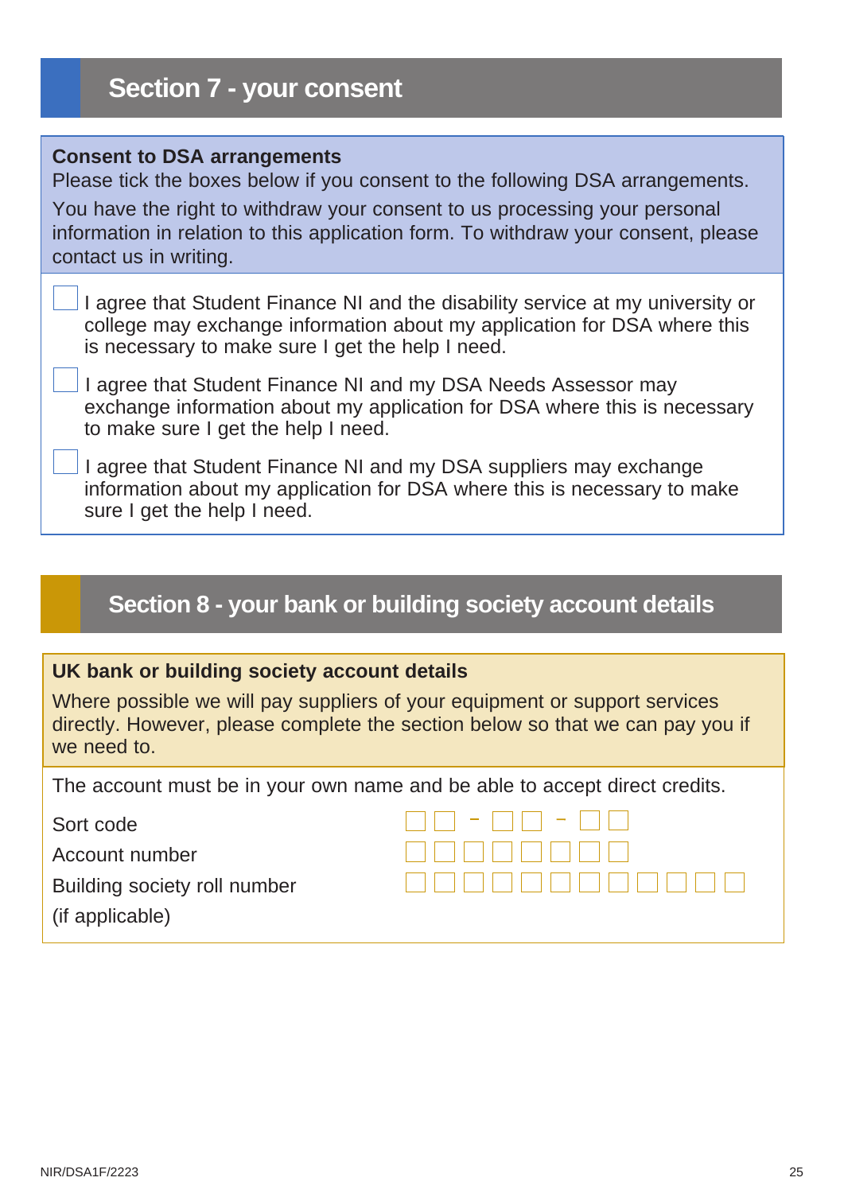# Section 7 - your consent

**Consent to DSA arrangements**

Please tick the boxes below if you consent to the following DSA arrangements.

You have the right to withdraw your consent to us processing your personal information in relation to this application form. To withdraw your consent, please contact us in writing.

- ☐ I agree that Student Finance NI and the disability service at my university or college may exchange information about my application for DSA where this is necessary to make sure I get the help I need.
- ☐ I agree that Student Finance NI and my DSA Needs Assessor may exchange information about my application for DSA where this is necessary to make sure I get the help I need.
- ☐ I agree that Student Finance NI and my DSA suppliers may exchange information about my application for DSA where this is necessary to make sure I get the help I need.

# Section 8 - your bank or building society account details

**UK bank or building society account details**

Where possible we will pay suppliers of your equipment or support services directly. However, please complete the section below so that we can pay you if we need to.

The account must be in your own name and be able to accept direct credits.

Sort code ☐☐ - ☐☐ - ☐☐

Account number ☐☐☐☐☐☐☐☐

Building society roll number (if applicable) ☐☐☐☐☐☐☐☐☐☐☐☐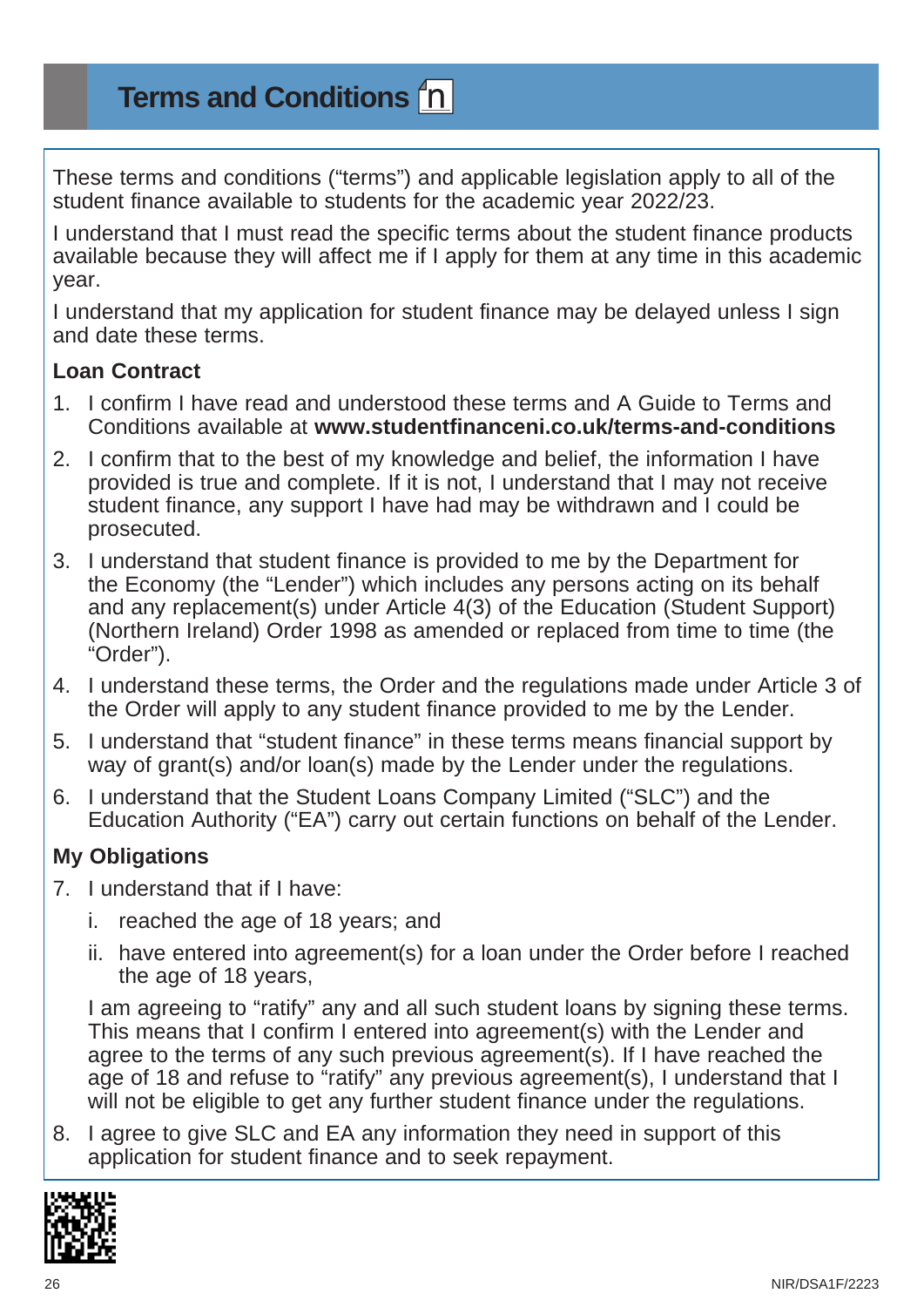# Terms and Conditions

These terms and conditions ("terms") and applicable legislation apply to all of the student finance available to students for the academic year 2022/23.

I understand that I must read the specific terms about the student finance products available because they will affect me if I apply for them at any time in this academic year.

I understand that my application for student finance may be delayed unless I sign and date these terms.

**Loan Contract**

1. I confirm I have read and understood these terms and A Guide to Terms and Conditions available at **www.studentfinanceni.co.uk/terms-and-conditions**
2. I confirm that to the best of my knowledge and belief, the information I have provided is true and complete. If it is not, I understand that I may not receive student finance, any support I have had may be withdrawn and I could be prosecuted.
3. I understand that student finance is provided to me by the Department for the Economy (the "Lender") which includes any persons acting on its behalf and any replacement(s) under Article 4(3) of the Education (Student Support) (Northern Ireland) Order 1998 as amended or replaced from time to time (the "Order").
4. I understand these terms, the Order and the regulations made under Article 3 of the Order will apply to any student finance provided to me by the Lender.
5. I understand that "student finance" in these terms means financial support by way of grant(s) and/or loan(s) made by the Lender under the regulations.
6. I understand that the Student Loans Company Limited ("SLC") and the Education Authority ("EA") carry out certain functions on behalf of the Lender.

**My Obligations**

7. I understand that if I have:
   i. reached the age of 18 years; and
   ii. have entered into agreement(s) for a loan under the Order before I reached the age of 18 years,

   I am agreeing to "ratify" any and all such student loans by signing these terms. This means that I confirm I entered into agreement(s) with the Lender and agree to the terms of any such previous agreement(s). If I have reached the age of 18 and refuse to "ratify" any previous agreement(s), I understand that I will not be eligible to get any further student finance under the regulations.
8. I agree to give SLC and EA any information they need in support of this application for student finance and to seek repayment.

NIR/DSA1F/2223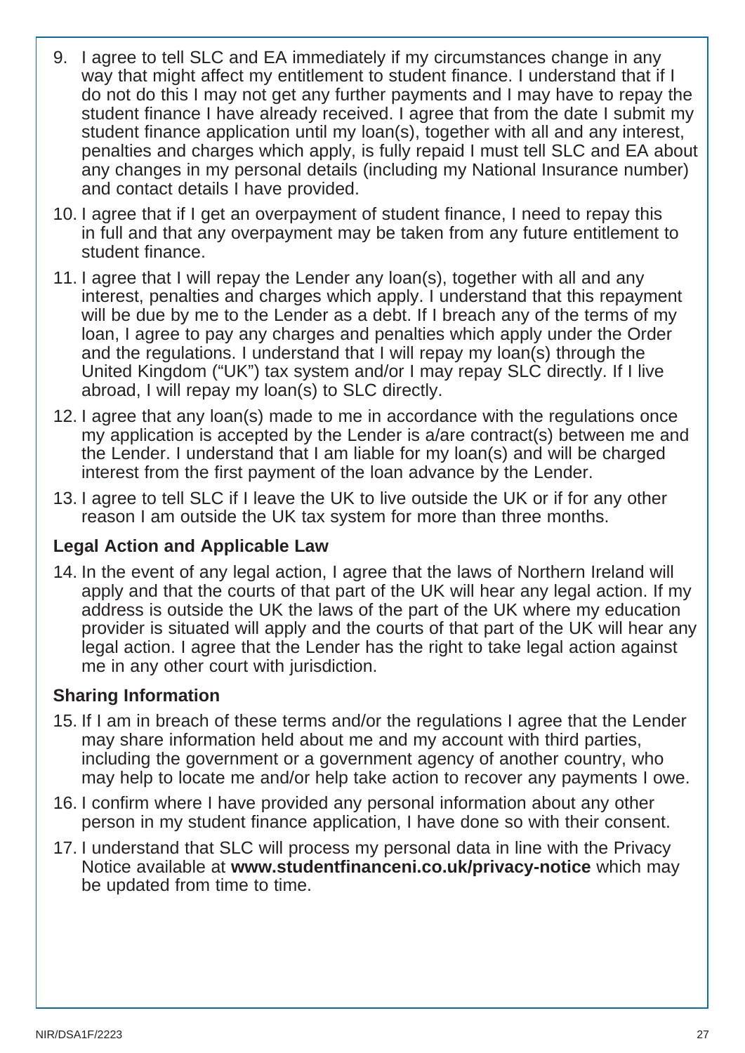9. I agree to tell SLC and EA immediately if my circumstances change in any way that might affect my entitlement to student finance. I understand that if I do not do this I may not get any further payments and I may have to repay the student finance I have already received. I agree that from the date I submit my student finance application until my loan(s), together with all and any interest, penalties and charges which apply, is fully repaid I must tell SLC and EA about any changes in my personal details (including my National Insurance number) and contact details I have provided.
10. I agree that if I get an overpayment of student finance, I need to repay this in full and that any overpayment may be taken from any future entitlement to student finance.
11. I agree that I will repay the Lender any loan(s), together with all and any interest, penalties and charges which apply. I understand that this repayment will be due by me to the Lender as a debt. If I breach any of the terms of my loan, I agree to pay any charges and penalties which apply under the Order and the regulations. I understand that I will repay my loan(s) through the United Kingdom ("UK") tax system and/or I may repay SLC directly. If I live abroad, I will repay my loan(s) to SLC directly.
12. I agree that any loan(s) made to me in accordance with the regulations once my application is accepted by the Lender is a/are contract(s) between me and the Lender. I understand that I am liable for my loan(s) and will be charged interest from the first payment of the loan advance by the Lender.
13. I agree to tell SLC if I leave the UK to live outside the UK or if for any other reason I am outside the UK tax system for more than three months.

### Legal Action and Applicable Law

14. In the event of any legal action, I agree that the laws of Northern Ireland will apply and that the courts of that part of the UK will hear any legal action. If my address is outside the UK the laws of the part of the UK where my education provider is situated will apply and the courts of that part of the UK will hear any legal action. I agree that the Lender has the right to take legal action against me in any other court with jurisdiction.

### Sharing Information

15. If I am in breach of these terms and/or the regulations I agree that the Lender may share information held about me and my account with third parties, including the government or a government agency of another country, who may help to locate me and/or help take action to recover any payments I owe.
16. I confirm where I have provided any personal information about any other person in my student finance application, I have done so with their consent.
17. I understand that SLC will process my personal data in line with the Privacy Notice available at **www.studentfinanceni.co.uk/privacy-notice** which may be updated from time to time.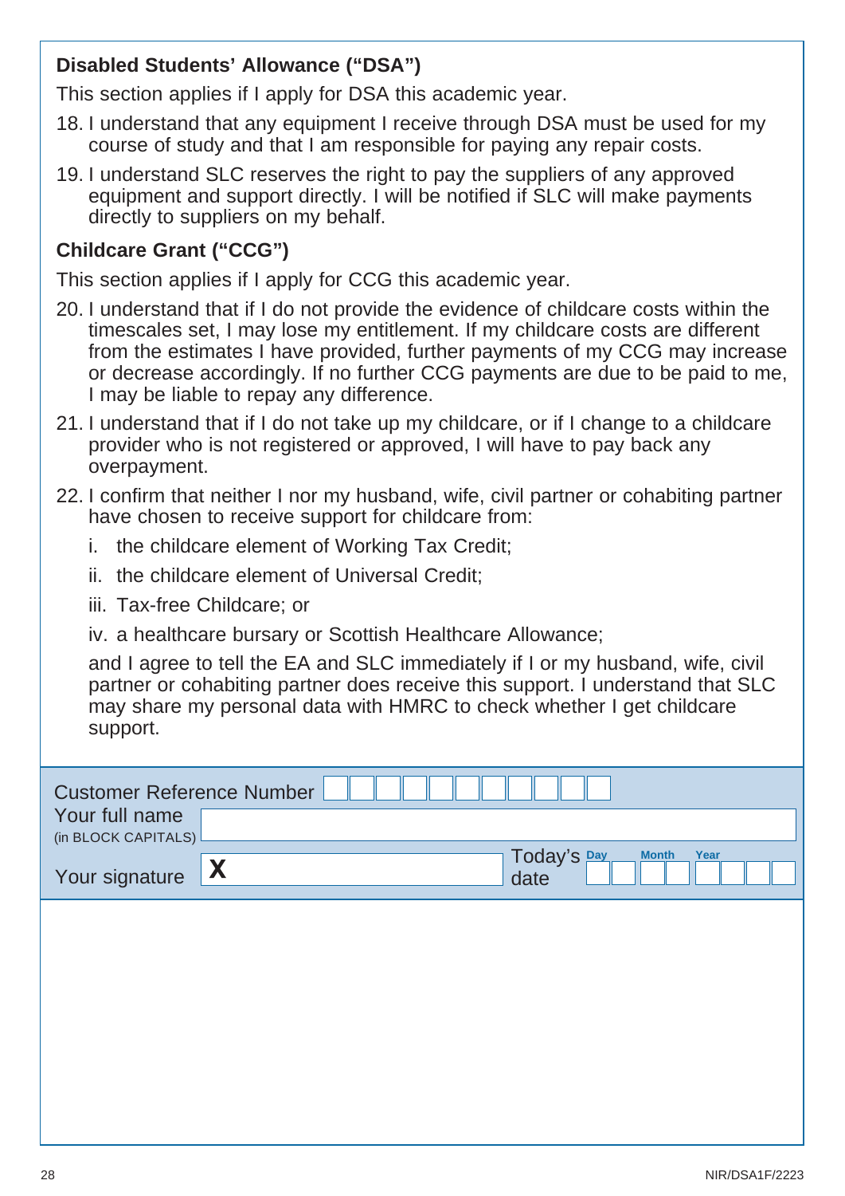### Disabled Students' Allowance ("DSA")

This section applies if I apply for DSA this academic year.

18. I understand that any equipment I receive through DSA must be used for my course of study and that I am responsible for paying any repair costs.
19. I understand SLC reserves the right to pay the suppliers of any approved equipment and support directly. I will be notified if SLC will make payments directly to suppliers on my behalf.

### Childcare Grant ("CCG")

This section applies if I apply for CCG this academic year.

20. I understand that if I do not provide the evidence of childcare costs within the timescales set, I may lose my entitlement. If my childcare costs are different from the estimates I have provided, further payments of my CCG may increase or decrease accordingly. If no further CCG payments are due to be paid to me, I may be liable to repay any difference.
21. I understand that if I do not take up my childcare, or if I change to a childcare provider who is not registered or approved, I will have to pay back any overpayment.
22. I confirm that neither I nor my husband, wife, civil partner or cohabiting partner have chosen to receive support for childcare from:
    i. the childcare element of Working Tax Credit;
    ii. the childcare element of Universal Credit;
    iii. Tax-free Childcare; or
    iv. a healthcare bursary or Scottish Healthcare Allowance;

    and I agree to tell the EA and SLC immediately if I or my husband, wife, civil partner or cohabiting partner does receive this support. I understand that SLC may share my personal data with HMRC to check whether I get childcare support.

Customer Reference Number

Your full name (in BLOCK CAPITALS)

Your signature X

Today's date Day Month Year

NIR/DSA1F/2223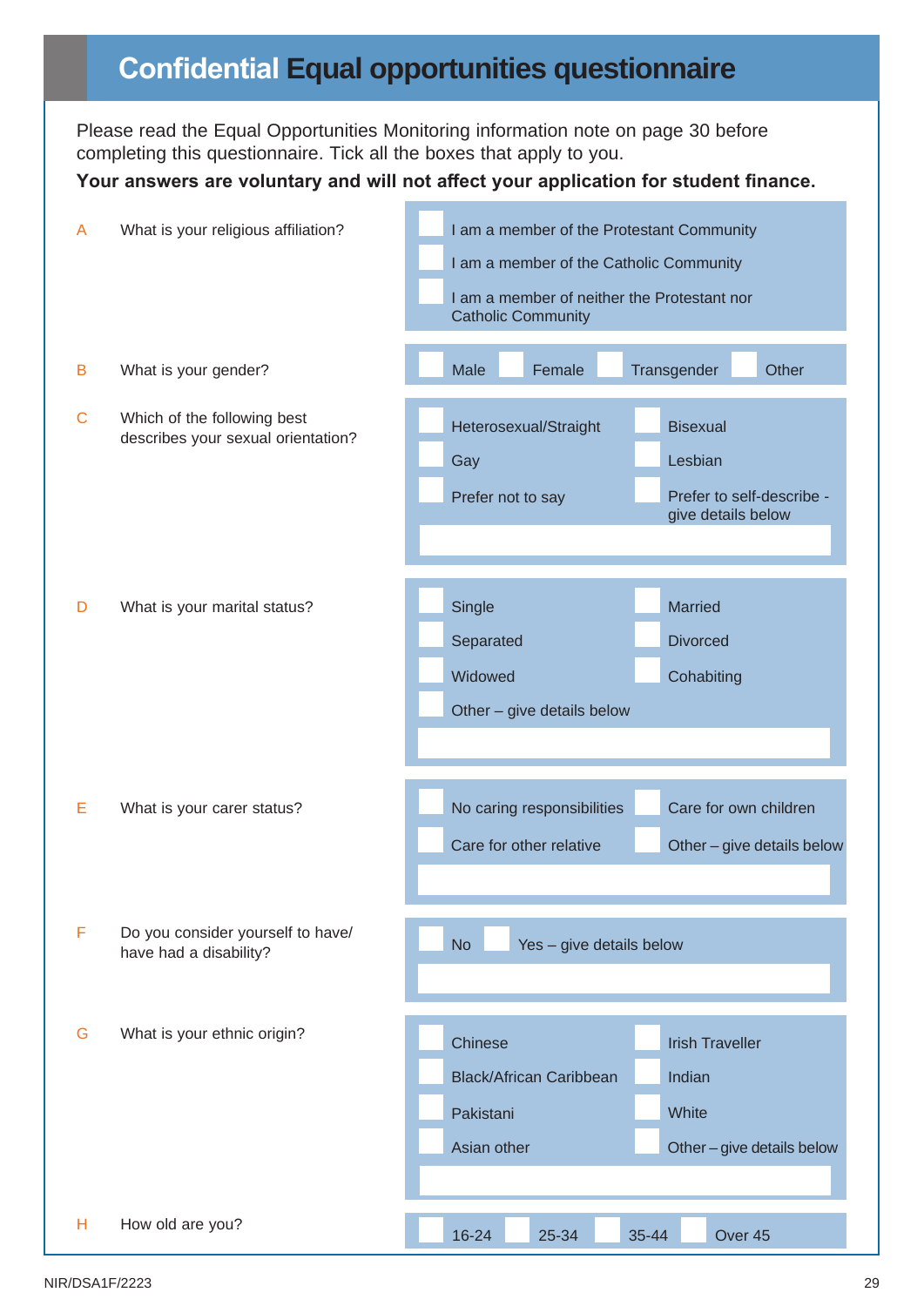# Confidential Equal opportunities questionnaire

Please read the Equal Opportunities Monitoring information note on page 30 before completing this questionnaire. Tick all the boxes that apply to you.

**Your answers are voluntary and will not affect your application for student finance.**

**A** What is your religious affiliation?

- ☐ I am a member of the Protestant Community
- ☐ I am a member of the Catholic Community
- ☐ I am a member of neither the Protestant nor Catholic Community

**B** What is your gender?

- ☐ Male
- ☐ Female
- ☐ Transgender
- ☐ Other

**C** Which of the following best describes your sexual orientation?

- ☐ Heterosexual/Straight
- ☐ Bisexual
- ☐ Gay
- ☐ Lesbian
- ☐ Prefer not to say
- ☐ Prefer to self-describe - give details below

______________________________

**D** What is your marital status?

- ☐ Single
- ☐ Married
- ☐ Separated
- ☐ Divorced
- ☐ Widowed
- ☐ Cohabiting
- ☐ Other – give details below

______________________________

**E** What is your carer status?

- ☐ No caring responsibilities
- ☐ Care for own children
- ☐ Care for other relative
- ☐ Other – give details below

______________________________

**F** Do you consider yourself to have/have had a disability?

- ☐ No
- ☐ Yes – give details below

______________________________

**G** What is your ethnic origin?

- ☐ Chinese
- ☐ Irish Traveller
- ☐ Black/African Caribbean
- ☐ Indian
- ☐ Pakistani
- ☐ White
- ☐ Asian other
- ☐ Other – give details below

______________________________

**H** How old are you?

- ☐ 16-24
- ☐ 25-34
- ☐ 35-44
- ☐ Over 45

NIR/DSA1F/2223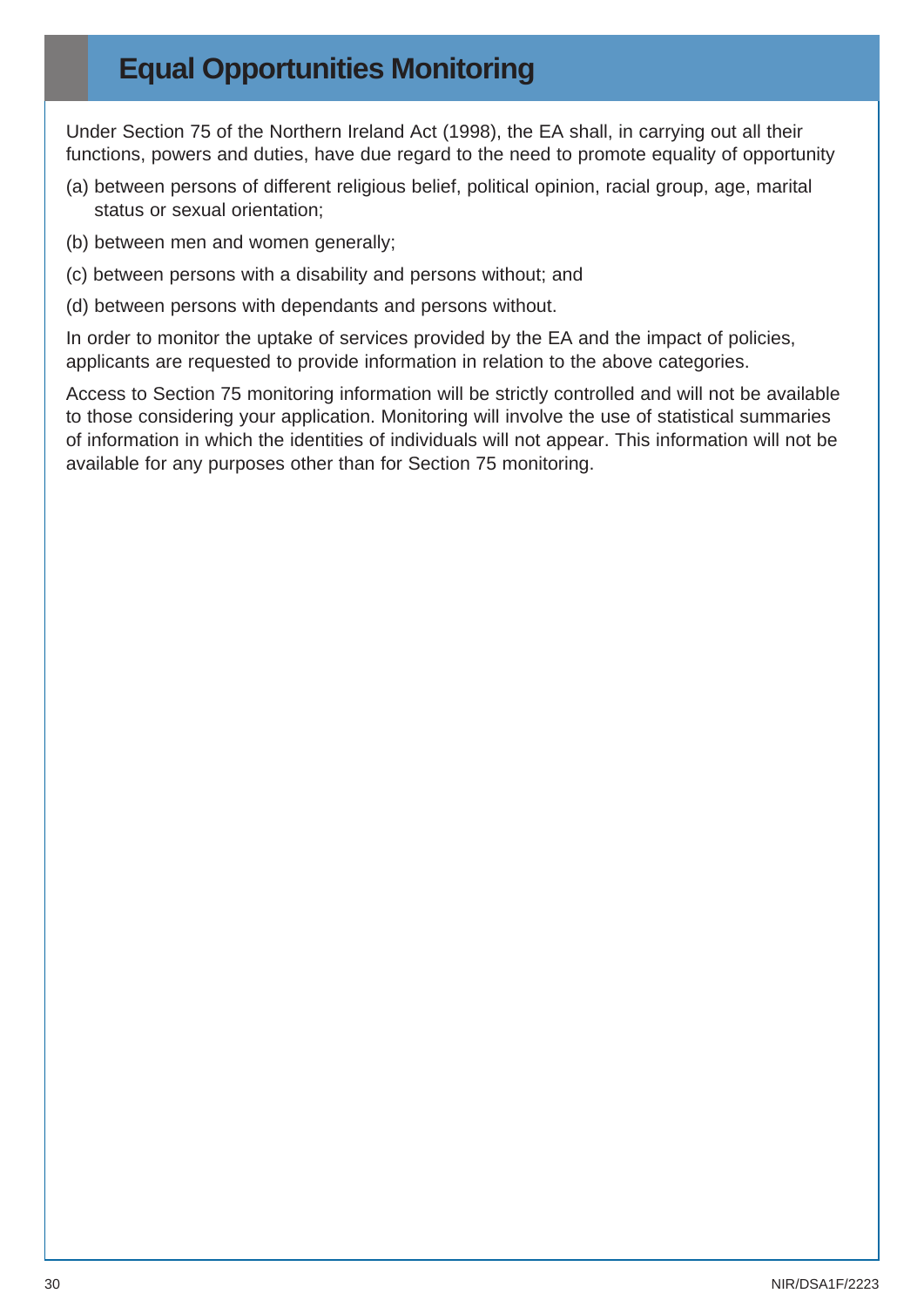# Equal Opportunities Monitoring

Under Section 75 of the Northern Ireland Act (1998), the EA shall, in carrying out all their functions, powers and duties, have due regard to the need to promote equality of opportunity

(a) between persons of different religious belief, political opinion, racial group, age, marital status or sexual orientation;

(b) between men and women generally;

(c) between persons with a disability and persons without; and

(d) between persons with dependants and persons without.

In order to monitor the uptake of services provided by the EA and the impact of policies, applicants are requested to provide information in relation to the above categories.

Access to Section 75 monitoring information will be strictly controlled and will not be available to those considering your application. Monitoring will involve the use of statistical summaries of information in which the identities of individuals will not appear. This information will not be available for any purposes other than for Section 75 monitoring.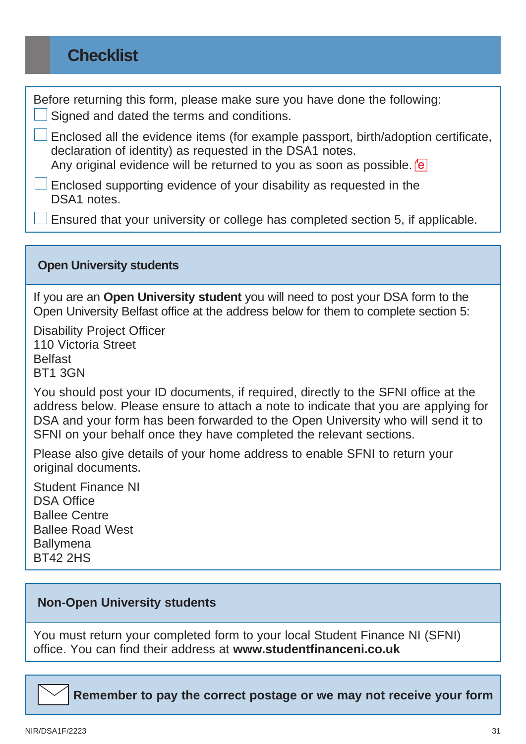# Checklist

Before returning this form, please make sure you have done the following:

- [ ] Signed and dated the terms and conditions.
- [ ] Enclosed all the evidence items (for example passport, birth/adoption certificate, declaration of identity) as requested in the DSA1 notes.
  Any original evidence will be returned to you as soon as possible. e
- [ ] Enclosed supporting evidence of your disability as requested in the DSA1 notes.
- [ ] Ensured that your university or college has completed section 5, if applicable.

## Open University students

If you are an **Open University student** you will need to post your DSA form to the Open University Belfast office at the address below for them to complete section 5:

Disability Project Officer
110 Victoria Street
Belfast
BT1 3GN

You should post your ID documents, if required, directly to the SFNI office at the address below. Please ensure to attach a note to indicate that you are applying for DSA and your form has been forwarded to the Open University who will send it to SFNI on your behalf once they have completed the relevant sections.

Please also give details of your home address to enable SFNI to return your original documents.

Student Finance NI
DSA Office
Ballee Centre
Ballee Road West
Ballymena
BT42 2HS

## Non-Open University students

You must return your completed form to your local Student Finance NI (SFNI) office. You can find their address at **www.studentfinanceni.co.uk**

**Remember to pay the correct postage or we may not receive your form**

NIR/DSA1F/2223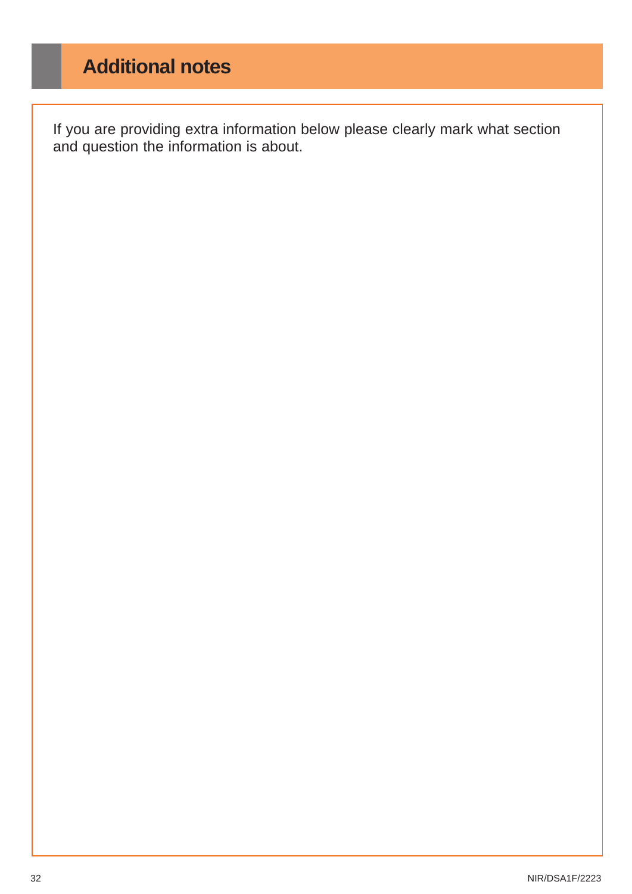# Additional notes

If you are providing extra information below please clearly mark what section and question the information is about.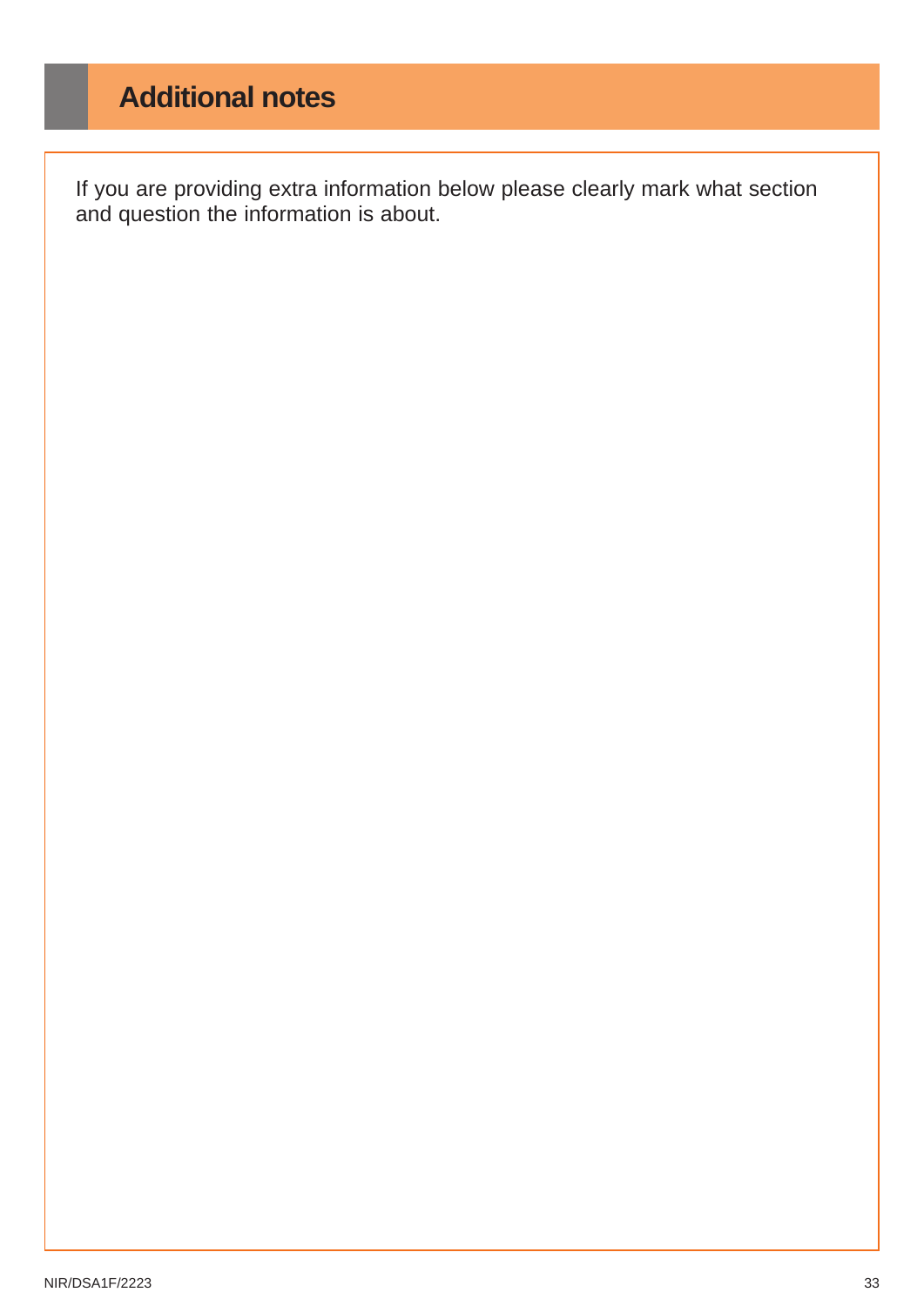## Additional notes

If you are providing extra information below please clearly mark what section and question the information is about.